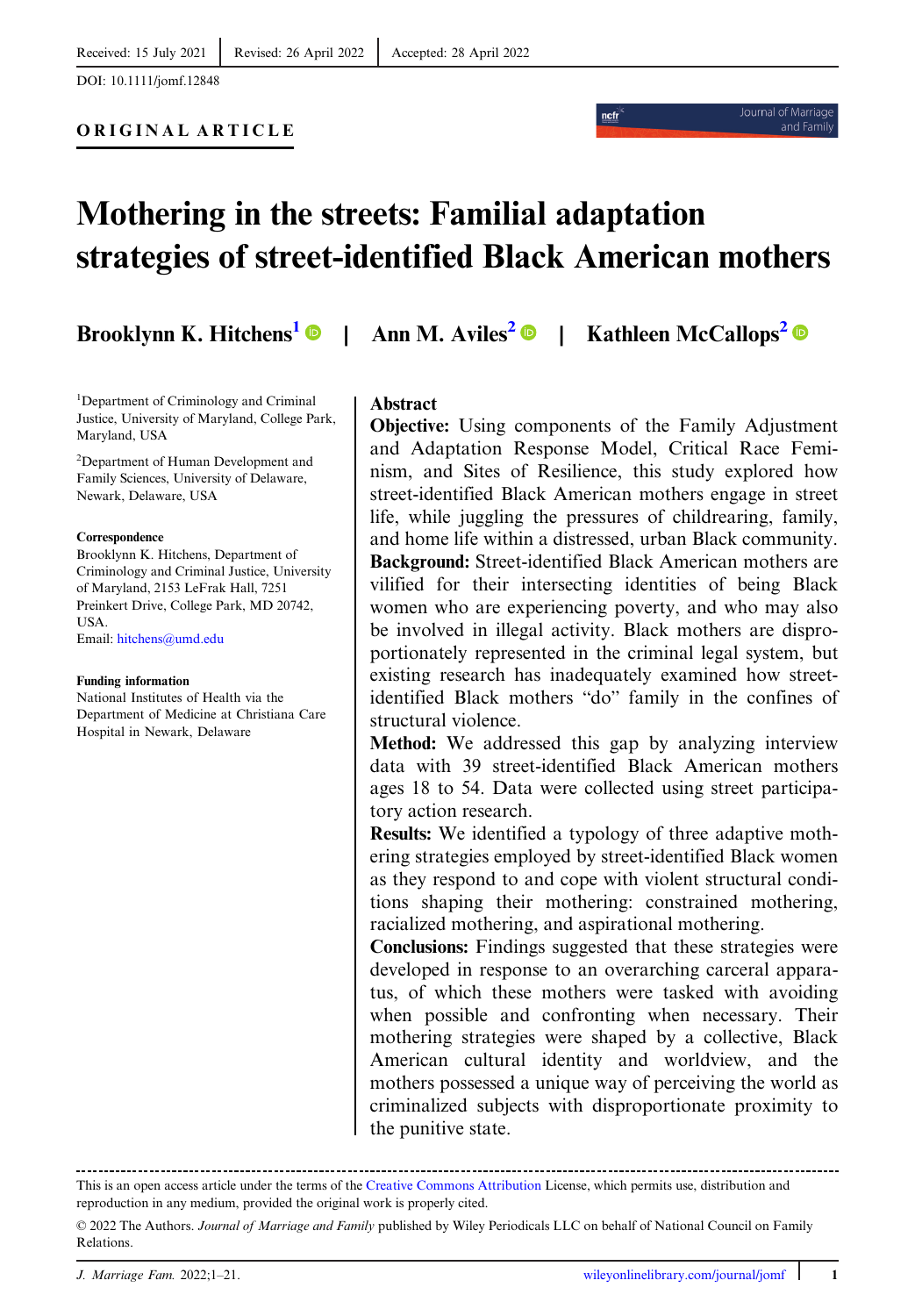Received: 15 July 2021 | Revised: 26 April 2022 | Accepted: 28 April 2022

DOI: 10.1111/jomf.12848

**ORIGINAL ARTICLE**

# Mothering in the streets: Familial adaptation strategies of street-identified Black American mothers

**Brooklynn K. Hitchens**[1] | **Ann M. Aviles**[2] | **Kathleen McCallops**[2]

[1]Department of Criminology and Criminal Justice, University of Maryland, College Park, Maryland, USA

[2]Department of Human Development and Family Sciences, University of Delaware, Newark, Delaware, USA

**Correspondence**

Brooklynn K. Hitchens, Department of Criminology and Criminal Justice, University of Maryland, 2153 LeFrak Hall, 7251 Preinkert Drive, College Park, MD 20742, USA.

Email: hitchens@umd.edu

**Funding information**

National Institutes of Health via the Department of Medicine at Christiana Care Hospital in Newark, Delaware

## Abstract

**Objective:** Using components of the Family Adjustment and Adaptation Response Model, Critical Race Feminism, and Sites of Resilience, this study explored how street-identified Black American mothers engage in street life, while juggling the pressures of childrearing, family, and home life within a distressed, urban Black community.

**Background:** Street-identified Black American mothers are vilified for their intersecting identities of being Black women who are experiencing poverty, and who may also be involved in illegal activity. Black mothers are disproportionately represented in the criminal legal system, but existing research has inadequately examined how street-identified Black mothers "do" family in the confines of structural violence.

**Method:** We addressed this gap by analyzing interview data with 39 street-identified Black American mothers ages 18 to 54. Data were collected using street participatory action research.

**Results:** We identified a typology of three adaptive mothering strategies employed by street-identified Black women as they respond to and cope with violent structural conditions shaping their mothering: constrained mothering, racialized mothering, and aspirational mothering.

**Conclusions:** Findings suggested that these strategies were developed in response to an overarching carceral apparatus, of which these mothers were tasked with avoiding when possible and confronting when necessary. Their mothering strategies were shaped by a collective, Black American cultural identity and worldview, and the mothers possessed a unique way of perceiving the world as criminalized subjects with disproportionate proximity to the punitive state.

---

This is an open access article under the terms of the Creative Commons Attribution License, which permits use, distribution and reproduction in any medium, provided the original work is properly cited.

© 2022 The Authors. *Journal of Marriage and Family* published by Wiley Periodicals LLC on behalf of National Council on Family Relations.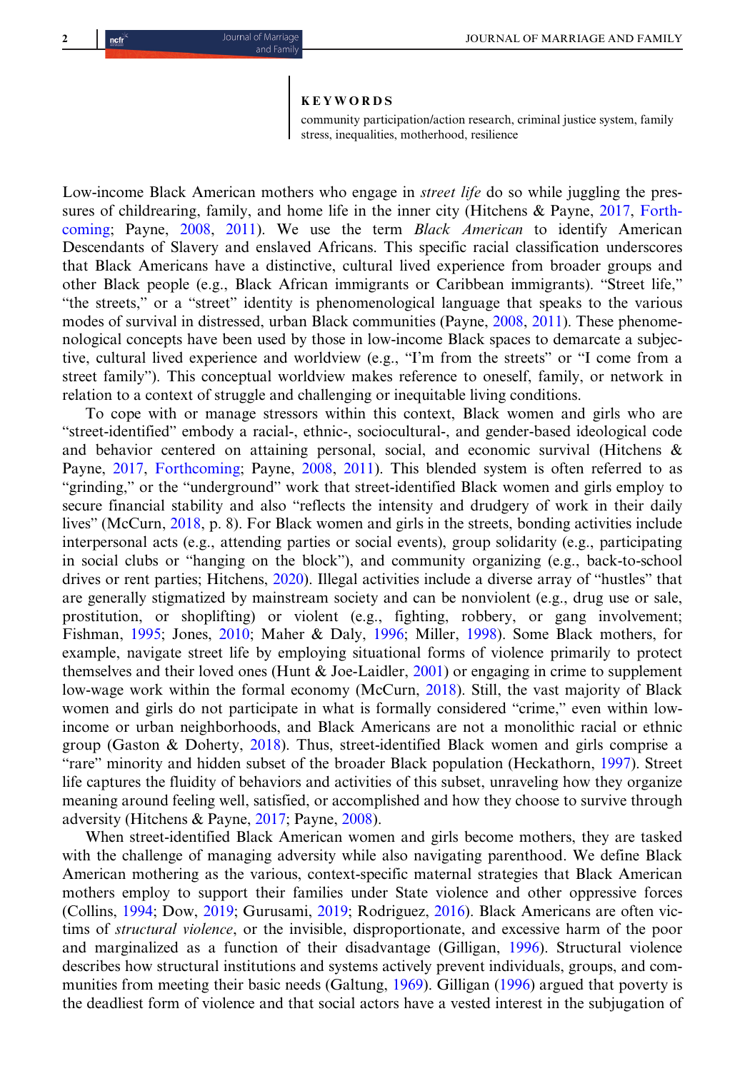**KEYWORDS**

community participation/action research, criminal justice system, family stress, inequalities, motherhood, resilience

Low-income Black American mothers who engage in *street life* do so while juggling the pressures of childrearing, family, and home life in the inner city (Hitchens & Payne, 2017, Forthcoming; Payne, 2008, 2011). We use the term *Black American* to identify American Descendants of Slavery and enslaved Africans. This specific racial classification underscores that Black Americans have a distinctive, cultural lived experience from broader groups and other Black people (e.g., Black African immigrants or Caribbean immigrants). "Street life," "the streets," or a "street" identity is phenomenological language that speaks to the various modes of survival in distressed, urban Black communities (Payne, 2008, 2011). These phenomenological concepts have been used by those in low-income Black spaces to demarcate a subjective, cultural lived experience and worldview (e.g., "I'm from the streets" or "I come from a street family"). This conceptual worldview makes reference to oneself, family, or network in relation to a context of struggle and challenging or inequitable living conditions.

To cope with or manage stressors within this context, Black women and girls who are "street-identified" embody a racial-, ethnic-, sociocultural-, and gender-based ideological code and behavior centered on attaining personal, social, and economic survival (Hitchens & Payne, 2017, Forthcoming; Payne, 2008, 2011). This blended system is often referred to as "grinding," or the "underground" work that street-identified Black women and girls employ to secure financial stability and also "reflects the intensity and drudgery of work in their daily lives" (McCurn, 2018, p. 8). For Black women and girls in the streets, bonding activities include interpersonal acts (e.g., attending parties or social events), group solidarity (e.g., participating in social clubs or "hanging on the block"), and community organizing (e.g., back-to-school drives or rent parties; Hitchens, 2020). Illegal activities include a diverse array of "hustles" that are generally stigmatized by mainstream society and can be nonviolent (e.g., drug use or sale, prostitution, or shoplifting) or violent (e.g., fighting, robbery, or gang involvement; Fishman, 1995; Jones, 2010; Maher & Daly, 1996; Miller, 1998). Some Black mothers, for example, navigate street life by employing situational forms of violence primarily to protect themselves and their loved ones (Hunt & Joe-Laidler, 2001) or engaging in crime to supplement low-wage work within the formal economy (McCurn, 2018). Still, the vast majority of Black women and girls do not participate in what is formally considered "crime," even within low-income or urban neighborhoods, and Black Americans are not a monolithic racial or ethnic group (Gaston & Doherty, 2018). Thus, street-identified Black women and girls comprise a "rare" minority and hidden subset of the broader Black population (Heckathorn, 1997). Street life captures the fluidity of behaviors and activities of this subset, unraveling how they organize meaning around feeling well, satisfied, or accomplished and how they choose to survive through adversity (Hitchens & Payne, 2017; Payne, 2008).

When street-identified Black American women and girls become mothers, they are tasked with the challenge of managing adversity while also navigating parenthood. We define Black American mothering as the various, context-specific maternal strategies that Black American mothers employ to support their families under State violence and other oppressive forces (Collins, 1994; Dow, 2019; Gurusami, 2019; Rodriguez, 2016). Black Americans are often victims of *structural violence*, or the invisible, disproportionate, and excessive harm of the poor and marginalized as a function of their disadvantage (Gilligan, 1996). Structural violence describes how structural institutions and systems actively prevent individuals, groups, and communities from meeting their basic needs (Galtung, 1969). Gilligan (1996) argued that poverty is the deadliest form of violence and that social actors have a vested interest in the subjugation of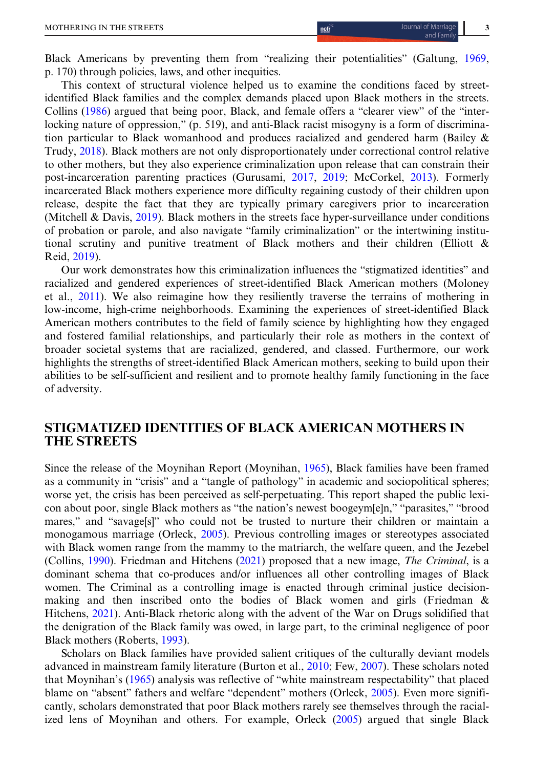Black Americans by preventing them from "realizing their potentialities" (Galtung, 1969, p. 170) through policies, laws, and other inequities.

This context of structural violence helped us to examine the conditions faced by street-identified Black families and the complex demands placed upon Black mothers in the streets. Collins (1986) argued that being poor, Black, and female offers a "clearer view" of the "interlocking nature of oppression," (p. 519), and anti-Black racist misogyny is a form of discrimination particular to Black womanhood and produces racialized and gendered harm (Bailey & Trudy, 2018). Black mothers are not only disproportionately under correctional control relative to other mothers, but they also experience criminalization upon release that can constrain their post-incarceration parenting practices (Gurusami, 2017, 2019; McCorkel, 2013). Formerly incarcerated Black mothers experience more difficulty regaining custody of their children upon release, despite the fact that they are typically primary caregivers prior to incarceration (Mitchell & Davis, 2019). Black mothers in the streets face hyper-surveillance under conditions of probation or parole, and also navigate "family criminalization" or the intertwining institutional scrutiny and punitive treatment of Black mothers and their children (Elliott & Reid, 2019).

Our work demonstrates how this criminalization influences the "stigmatized identities" and racialized and gendered experiences of street-identified Black American mothers (Moloney et al., 2011). We also reimagine how they resiliently traverse the terrains of mothering in low-income, high-crime neighborhoods. Examining the experiences of street-identified Black American mothers contributes to the field of family science by highlighting how they engaged and fostered familial relationships, and particularly their role as mothers in the context of broader societal systems that are racialized, gendered, and classed. Furthermore, our work highlights the strengths of street-identified Black American mothers, seeking to build upon their abilities to be self-sufficient and resilient and to promote healthy family functioning in the face of adversity.

## STIGMATIZED IDENTITIES OF BLACK AMERICAN MOTHERS IN THE STREETS

Since the release of the Moynihan Report (Moynihan, 1965), Black families have been framed as a community in "crisis" and a "tangle of pathology" in academic and sociopolitical spheres; worse yet, the crisis has been perceived as self-perpetuating. This report shaped the public lexicon about poor, single Black mothers as "the nation's newest boogeym[e]n," "parasites," "brood mares," and "savage[s]" who could not be trusted to nurture their children or maintain a monogamous marriage (Orleck, 2005). Previous controlling images or stereotypes associated with Black women range from the mammy to the matriarch, the welfare queen, and the Jezebel (Collins, 1990). Friedman and Hitchens (2021) proposed that a new image, *The Criminal*, is a dominant schema that co-produces and/or influences all other controlling images of Black women. The Criminal as a controlling image is enacted through criminal justice decision-making and then inscribed onto the bodies of Black women and girls (Friedman & Hitchens, 2021). Anti-Black rhetoric along with the advent of the War on Drugs solidified that the denigration of the Black family was owed, in large part, to the criminal negligence of poor Black mothers (Roberts, 1993).

Scholars on Black families have provided salient critiques of the culturally deviant models advanced in mainstream family literature (Burton et al., 2010; Few, 2007). These scholars noted that Moynihan's (1965) analysis was reflective of "white mainstream respectability" that placed blame on "absent" fathers and welfare "dependent" mothers (Orleck, 2005). Even more significantly, scholars demonstrated that poor Black mothers rarely see themselves through the racialized lens of Moynihan and others. For example, Orleck (2005) argued that single Black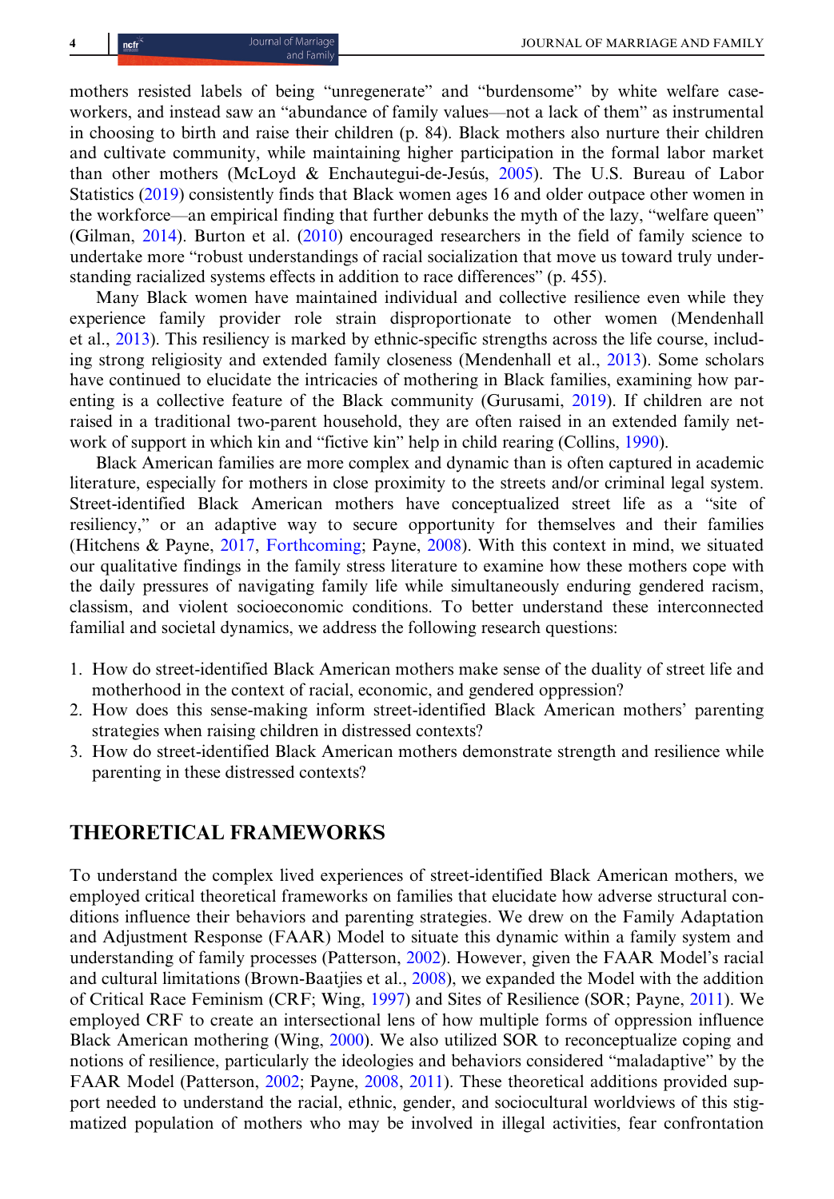mothers resisted labels of being "unregenerate" and "burdensome" by white welfare caseworkers, and instead saw an "abundance of family values—not a lack of them" as instrumental in choosing to birth and raise their children (p. 84). Black mothers also nurture their children and cultivate community, while maintaining higher participation in the formal labor market than other mothers (McLoyd & Enchautegui-de-Jesús, 2005). The U.S. Bureau of Labor Statistics (2019) consistently finds that Black women ages 16 and older outpace other women in the workforce—an empirical finding that further debunks the myth of the lazy, "welfare queen" (Gilman, 2014). Burton et al. (2010) encouraged researchers in the field of family science to undertake more "robust understandings of racial socialization that move us toward truly understanding racialized systems effects in addition to race differences" (p. 455).

Many Black women have maintained individual and collective resilience even while they experience family provider role strain disproportionate to other women (Mendenhall et al., 2013). This resiliency is marked by ethnic-specific strengths across the life course, including strong religiosity and extended family closeness (Mendenhall et al., 2013). Some scholars have continued to elucidate the intricacies of mothering in Black families, examining how parenting is a collective feature of the Black community (Gurusami, 2019). If children are not raised in a traditional two-parent household, they are often raised in an extended family network of support in which kin and "fictive kin" help in child rearing (Collins, 1990).

Black American families are more complex and dynamic than is often captured in academic literature, especially for mothers in close proximity to the streets and/or criminal legal system. Street-identified Black American mothers have conceptualized street life as a "site of resiliency," or an adaptive way to secure opportunity for themselves and their families (Hitchens & Payne, 2017, Forthcoming; Payne, 2008). With this context in mind, we situated our qualitative findings in the family stress literature to examine how these mothers cope with the daily pressures of navigating family life while simultaneously enduring gendered racism, classism, and violent socioeconomic conditions. To better understand these interconnected familial and societal dynamics, we address the following research questions:

1. How do street-identified Black American mothers make sense of the duality of street life and motherhood in the context of racial, economic, and gendered oppression?
2. How does this sense-making inform street-identified Black American mothers' parenting strategies when raising children in distressed contexts?
3. How do street-identified Black American mothers demonstrate strength and resilience while parenting in these distressed contexts?

## THEORETICAL FRAMEWORKS

To understand the complex lived experiences of street-identified Black American mothers, we employed critical theoretical frameworks on families that elucidate how adverse structural conditions influence their behaviors and parenting strategies. We drew on the Family Adaptation and Adjustment Response (FAAR) Model to situate this dynamic within a family system and understanding of family processes (Patterson, 2002). However, given the FAAR Model's racial and cultural limitations (Brown-Baatjies et al., 2008), we expanded the Model with the addition of Critical Race Feminism (CRF; Wing, 1997) and Sites of Resilience (SOR; Payne, 2011). We employed CRF to create an intersectional lens of how multiple forms of oppression influence Black American mothering (Wing, 2000). We also utilized SOR to reconceptualize coping and notions of resilience, particularly the ideologies and behaviors considered "maladaptive" by the FAAR Model (Patterson, 2002; Payne, 2008, 2011). These theoretical additions provided support needed to understand the racial, ethnic, gender, and sociocultural worldviews of this stigmatized population of mothers who may be involved in illegal activities, fear confrontation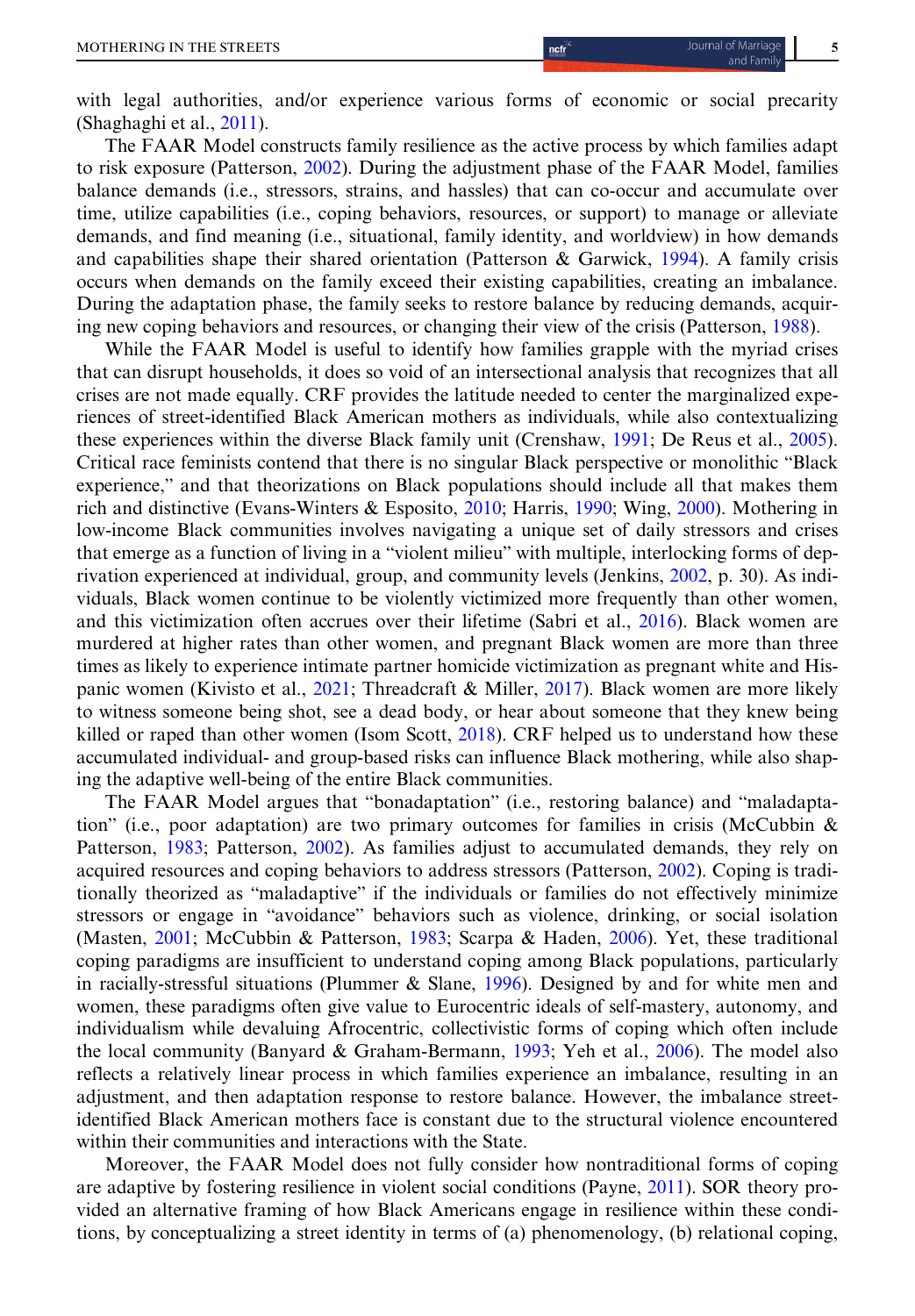with legal authorities, and/or experience various forms of economic or social precarity (Shaghaghi et al., 2011).

The FAAR Model constructs family resilience as the active process by which families adapt to risk exposure (Patterson, 2002). During the adjustment phase of the FAAR Model, families balance demands (i.e., stressors, strains, and hassles) that can co-occur and accumulate over time, utilize capabilities (i.e., coping behaviors, resources, or support) to manage or alleviate demands, and find meaning (i.e., situational, family identity, and worldview) in how demands and capabilities shape their shared orientation (Patterson & Garwick, 1994). A family crisis occurs when demands on the family exceed their existing capabilities, creating an imbalance. During the adaptation phase, the family seeks to restore balance by reducing demands, acquiring new coping behaviors and resources, or changing their view of the crisis (Patterson, 1988).

While the FAAR Model is useful to identify how families grapple with the myriad crises that can disrupt households, it does so void of an intersectional analysis that recognizes that all crises are not made equally. CRF provides the latitude needed to center the marginalized experiences of street-identified Black American mothers as individuals, while also contextualizing these experiences within the diverse Black family unit (Crenshaw, 1991; De Reus et al., 2005). Critical race feminists contend that there is no singular Black perspective or monolithic "Black experience," and that theorizations on Black populations should include all that makes them rich and distinctive (Evans-Winters & Esposito, 2010; Harris, 1990; Wing, 2000). Mothering in low-income Black communities involves navigating a unique set of daily stressors and crises that emerge as a function of living in a "violent milieu" with multiple, interlocking forms of deprivation experienced at individual, group, and community levels (Jenkins, 2002, p. 30). As individuals, Black women continue to be violently victimized more frequently than other women, and this victimization often accrues over their lifetime (Sabri et al., 2016). Black women are murdered at higher rates than other women, and pregnant Black women are more than three times as likely to experience intimate partner homicide victimization as pregnant white and Hispanic women (Kivisto et al., 2021; Threadcraft & Miller, 2017). Black women are more likely to witness someone being shot, see a dead body, or hear about someone that they knew being killed or raped than other women (Isom Scott, 2018). CRF helped us to understand how these accumulated individual- and group-based risks can influence Black mothering, while also shaping the adaptive well-being of the entire Black communities.

The FAAR Model argues that "bonadaptation" (i.e., restoring balance) and "maladaptation" (i.e., poor adaptation) are two primary outcomes for families in crisis (McCubbin & Patterson, 1983; Patterson, 2002). As families adjust to accumulated demands, they rely on acquired resources and coping behaviors to address stressors (Patterson, 2002). Coping is traditionally theorized as "maladaptive" if the individuals or families do not effectively minimize stressors or engage in "avoidance" behaviors such as violence, drinking, or social isolation (Masten, 2001; McCubbin & Patterson, 1983; Scarpa & Haden, 2006). Yet, these traditional coping paradigms are insufficient to understand coping among Black populations, particularly in racially-stressful situations (Plummer & Slane, 1996). Designed by and for white men and women, these paradigms often give value to Eurocentric ideals of self-mastery, autonomy, and individualism while devaluing Afrocentric, collectivistic forms of coping which often include the local community (Banyard & Graham-Bermann, 1993; Yeh et al., 2006). The model also reflects a relatively linear process in which families experience an imbalance, resulting in an adjustment, and then adaptation response to restore balance. However, the imbalance street-identified Black American mothers face is constant due to the structural violence encountered within their communities and interactions with the State.

Moreover, the FAAR Model does not fully consider how nontraditional forms of coping are adaptive by fostering resilience in violent social conditions (Payne, 2011). SOR theory provided an alternative framing of how Black Americans engage in resilience within these conditions, by conceptualizing a street identity in terms of (a) phenomenology, (b) relational coping,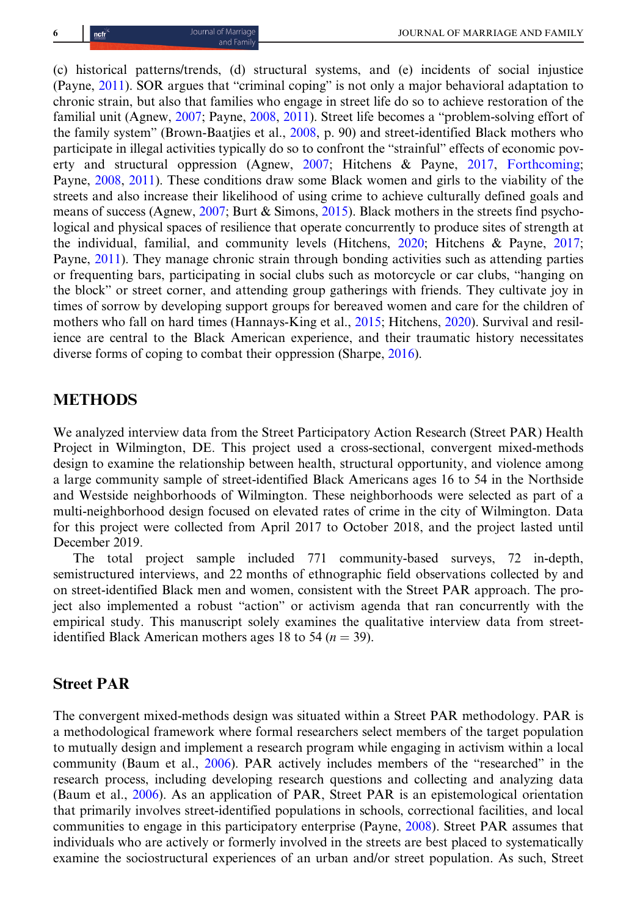(c) historical patterns/trends, (d) structural systems, and (e) incidents of social injustice (Payne, 2011). SOR argues that "criminal coping" is not only a major behavioral adaptation to chronic strain, but also that families who engage in street life do so to achieve restoration of the familial unit (Agnew, 2007; Payne, 2008, 2011). Street life becomes a "problem-solving effort of the family system" (Brown-Baatjies et al., 2008, p. 90) and street-identified Black mothers who participate in illegal activities typically do so to confront the "strainful" effects of economic poverty and structural oppression (Agnew, 2007; Hitchens & Payne, 2017, Forthcoming; Payne, 2008, 2011). These conditions draw some Black women and girls to the viability of the streets and also increase their likelihood of using crime to achieve culturally defined goals and means of success (Agnew, 2007; Burt & Simons, 2015). Black mothers in the streets find psychological and physical spaces of resilience that operate concurrently to produce sites of strength at the individual, familial, and community levels (Hitchens, 2020; Hitchens & Payne, 2017; Payne, 2011). They manage chronic strain through bonding activities such as attending parties or frequenting bars, participating in social clubs such as motorcycle or car clubs, "hanging on the block" or street corner, and attending group gatherings with friends. They cultivate joy in times of sorrow by developing support groups for bereaved women and care for the children of mothers who fall on hard times (Hannays-King et al., 2015; Hitchens, 2020). Survival and resilience are central to the Black American experience, and their traumatic history necessitates diverse forms of coping to combat their oppression (Sharpe, 2016).

## METHODS

We analyzed interview data from the Street Participatory Action Research (Street PAR) Health Project in Wilmington, DE. This project used a cross-sectional, convergent mixed-methods design to examine the relationship between health, structural opportunity, and violence among a large community sample of street-identified Black Americans ages 16 to 54 in the Northside and Westside neighborhoods of Wilmington. These neighborhoods were selected as part of a multi-neighborhood design focused on elevated rates of crime in the city of Wilmington. Data for this project were collected from April 2017 to October 2018, and the project lasted until December 2019.

The total project sample included 771 community-based surveys, 72 in-depth, semistructured interviews, and 22 months of ethnographic field observations collected by and on street-identified Black men and women, consistent with the Street PAR approach. The project also implemented a robust "action" or activism agenda that ran concurrently with the empirical study. This manuscript solely examines the qualitative interview data from street-identified Black American mothers ages 18 to 54 ($n = 39$).

### Street PAR

The convergent mixed-methods design was situated within a Street PAR methodology. PAR is a methodological framework where formal researchers select members of the target population to mutually design and implement a research program while engaging in activism within a local community (Baum et al., 2006). PAR actively includes members of the "researched" in the research process, including developing research questions and collecting and analyzing data (Baum et al., 2006). As an application of PAR, Street PAR is an epistemological orientation that primarily involves street-identified populations in schools, correctional facilities, and local communities to engage in this participatory enterprise (Payne, 2008). Street PAR assumes that individuals who are actively or formerly involved in the streets are best placed to systematically examine the sociostructural experiences of an urban and/or street population. As such, Street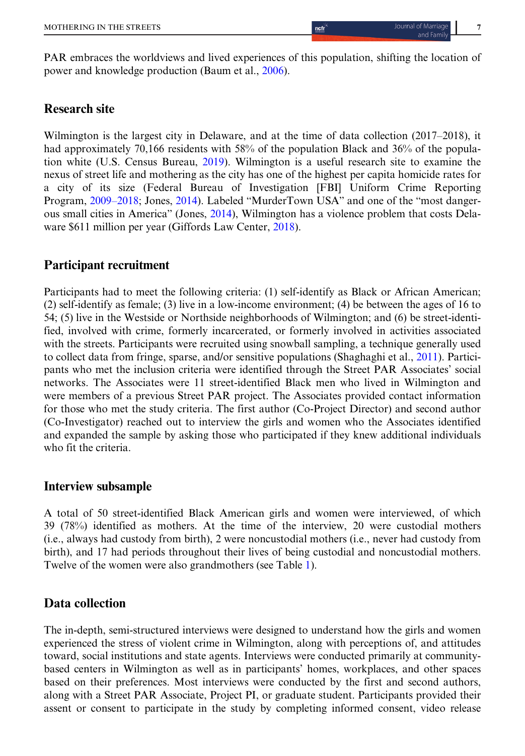PAR embraces the worldviews and lived experiences of this population, shifting the location of power and knowledge production (Baum et al., 2006).

## Research site

Wilmington is the largest city in Delaware, and at the time of data collection (2017–2018), it had approximately 70,166 residents with 58% of the population Black and 36% of the population white (U.S. Census Bureau, 2019). Wilmington is a useful research site to examine the nexus of street life and mothering as the city has one of the highest per capita homicide rates for a city of its size (Federal Bureau of Investigation [FBI] Uniform Crime Reporting Program, 2009–2018; Jones, 2014). Labeled "MurderTown USA" and one of the "most dangerous small cities in America" (Jones, 2014), Wilmington has a violence problem that costs Delaware $611 million per year (Giffords Law Center, 2018).

## Participant recruitment

Participants had to meet the following criteria: (1) self-identify as Black or African American; (2) self-identify as female; (3) live in a low-income environment; (4) be between the ages of 16 to 54; (5) live in the Westside or Northside neighborhoods of Wilmington; and (6) be street-identified, involved with crime, formerly incarcerated, or formerly involved in activities associated with the streets. Participants were recruited using snowball sampling, a technique generally used to collect data from fringe, sparse, and/or sensitive populations (Shaghaghi et al., 2011). Participants who met the inclusion criteria were identified through the Street PAR Associates' social networks. The Associates were 11 street-identified Black men who lived in Wilmington and were members of a previous Street PAR project. The Associates provided contact information for those who met the study criteria. The first author (Co-Project Director) and second author (Co-Investigator) reached out to interview the girls and women who the Associates identified and expanded the sample by asking those who participated if they knew additional individuals who fit the criteria.

## Interview subsample

A total of 50 street-identified Black American girls and women were interviewed, of which 39 (78%) identified as mothers. At the time of the interview, 20 were custodial mothers (i.e., always had custody from birth), 2 were noncustodial mothers (i.e., never had custody from birth), and 17 had periods throughout their lives of being custodial and noncustodial mothers. Twelve of the women were also grandmothers (see Table 1).

## Data collection

The in-depth, semi-structured interviews were designed to understand how the girls and women experienced the stress of violent crime in Wilmington, along with perceptions of, and attitudes toward, social institutions and state agents. Interviews were conducted primarily at community-based centers in Wilmington as well as in participants' homes, workplaces, and other spaces based on their preferences. Most interviews were conducted by the first and second authors, along with a Street PAR Associate, Project PI, or graduate student. Participants provided their assent or consent to participate in the study by completing informed consent, video release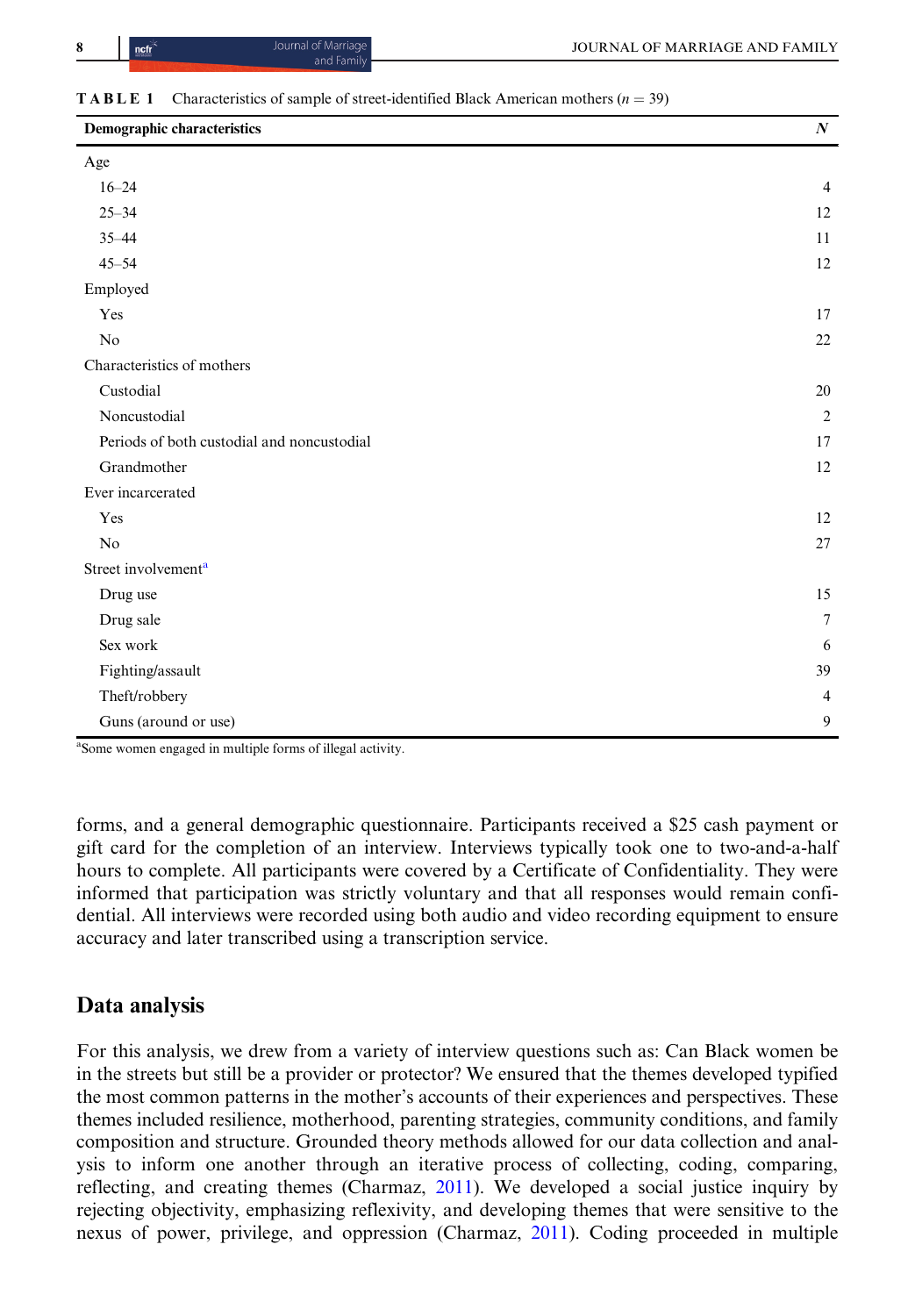**TABLE 1** Characteristics of sample of street-identified Black American mothers ($n$ = 39)

| Demographic characteristics | *N* |
|---|---|
| Age | |
| 16–24 | 4 |
| 25–34 | 12 |
| 35–44 | 11 |
| 45–54 | 12 |
| Employed | |
| Yes | 17 |
| No | 22 |
| Characteristics of mothers | |
| Custodial | 20 |
| Noncustodial | 2 |
| Periods of both custodial and noncustodial | 17 |
| Grandmother | 12 |
| Ever incarcerated | |
| Yes | 12 |
| No | 27 |
| Street involvement[a] | |
| Drug use | 15 |
| Drug sale | 7 |
| Sex work | 6 |
| Fighting/assault | 39 |
| Theft/robbery | 4 |
| Guns (around or use) | 9 |

[a]Some women engaged in multiple forms of illegal activity.

forms, and a general demographic questionnaire. Participants received a $25 cash payment or gift card for the completion of an interview. Interviews typically took one to two-and-a-half hours to complete. All participants were covered by a Certificate of Confidentiality. They were informed that participation was strictly voluntary and that all responses would remain confidential. All interviews were recorded using both audio and video recording equipment to ensure accuracy and later transcribed using a transcription service.

## Data analysis

For this analysis, we drew from a variety of interview questions such as: Can Black women be in the streets but still be a provider or protector? We ensured that the themes developed typified the most common patterns in the mother's accounts of their experiences and perspectives. These themes included resilience, motherhood, parenting strategies, community conditions, and family composition and structure. Grounded theory methods allowed for our data collection and analysis to inform one another through an iterative process of collecting, coding, comparing, reflecting, and creating themes (Charmaz, 2011). We developed a social justice inquiry by rejecting objectivity, emphasizing reflexivity, and developing themes that were sensitive to the nexus of power, privilege, and oppression (Charmaz, 2011). Coding proceeded in multiple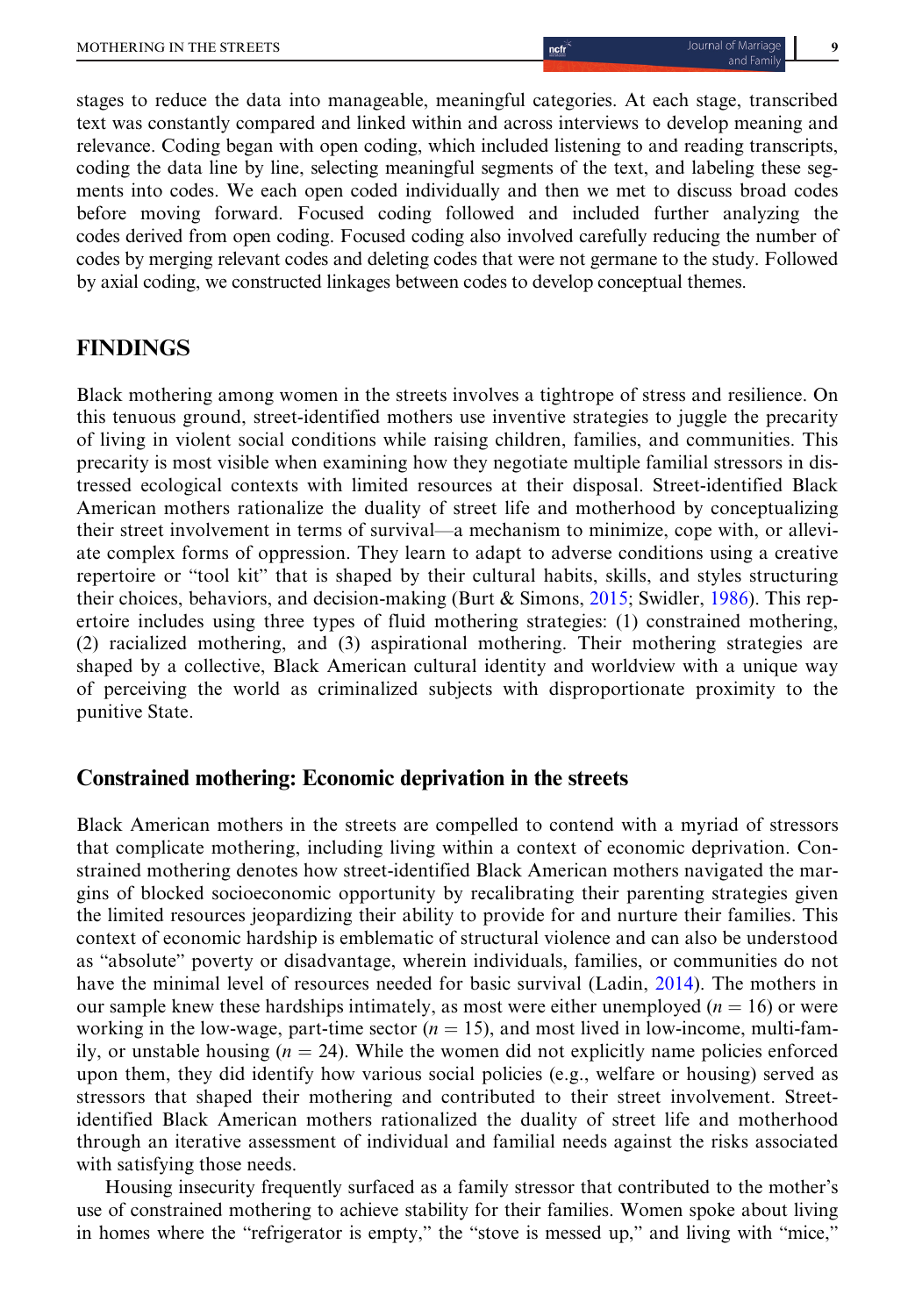stages to reduce the data into manageable, meaningful categories. At each stage, transcribed text was constantly compared and linked within and across interviews to develop meaning and relevance. Coding began with open coding, which included listening to and reading transcripts, coding the data line by line, selecting meaningful segments of the text, and labeling these segments into codes. We each open coded individually and then we met to discuss broad codes before moving forward. Focused coding followed and included further analyzing the codes derived from open coding. Focused coding also involved carefully reducing the number of codes by merging relevant codes and deleting codes that were not germane to the study. Followed by axial coding, we constructed linkages between codes to develop conceptual themes.

## FINDINGS

Black mothering among women in the streets involves a tightrope of stress and resilience. On this tenuous ground, street-identified mothers use inventive strategies to juggle the precarity of living in violent social conditions while raising children, families, and communities. This precarity is most visible when examining how they negotiate multiple familial stressors in distressed ecological contexts with limited resources at their disposal. Street-identified Black American mothers rationalize the duality of street life and motherhood by conceptualizing their street involvement in terms of survival—a mechanism to minimize, cope with, or alleviate complex forms of oppression. They learn to adapt to adverse conditions using a creative repertoire or "tool kit" that is shaped by their cultural habits, skills, and styles structuring their choices, behaviors, and decision-making (Burt & Simons, 2015; Swidler, 1986). This repertoire includes using three types of fluid mothering strategies: (1) constrained mothering, (2) racialized mothering, and (3) aspirational mothering. Their mothering strategies are shaped by a collective, Black American cultural identity and worldview with a unique way of perceiving the world as criminalized subjects with disproportionate proximity to the punitive State.

### Constrained mothering: Economic deprivation in the streets

Black American mothers in the streets are compelled to contend with a myriad of stressors that complicate mothering, including living within a context of economic deprivation. Constrained mothering denotes how street-identified Black American mothers navigated the margins of blocked socioeconomic opportunity by recalibrating their parenting strategies given the limited resources jeopardizing their ability to provide for and nurture their families. This context of economic hardship is emblematic of structural violence and can also be understood as "absolute" poverty or disadvantage, wherein individuals, families, or communities do not have the minimal level of resources needed for basic survival (Ladin, 2014). The mothers in our sample knew these hardships intimately, as most were either unemployed ($n = 16$) or were working in the low-wage, part-time sector ($n = 15$), and most lived in low-income, multi-family, or unstable housing ($n = 24$). While the women did not explicitly name policies enforced upon them, they did identify how various social policies (e.g., welfare or housing) served as stressors that shaped their mothering and contributed to their street involvement. Street-identified Black American mothers rationalized the duality of street life and motherhood through an iterative assessment of individual and familial needs against the risks associated with satisfying those needs.

Housing insecurity frequently surfaced as a family stressor that contributed to the mother's use of constrained mothering to achieve stability for their families. Women spoke about living in homes where the "refrigerator is empty," the "stove is messed up," and living with "mice,"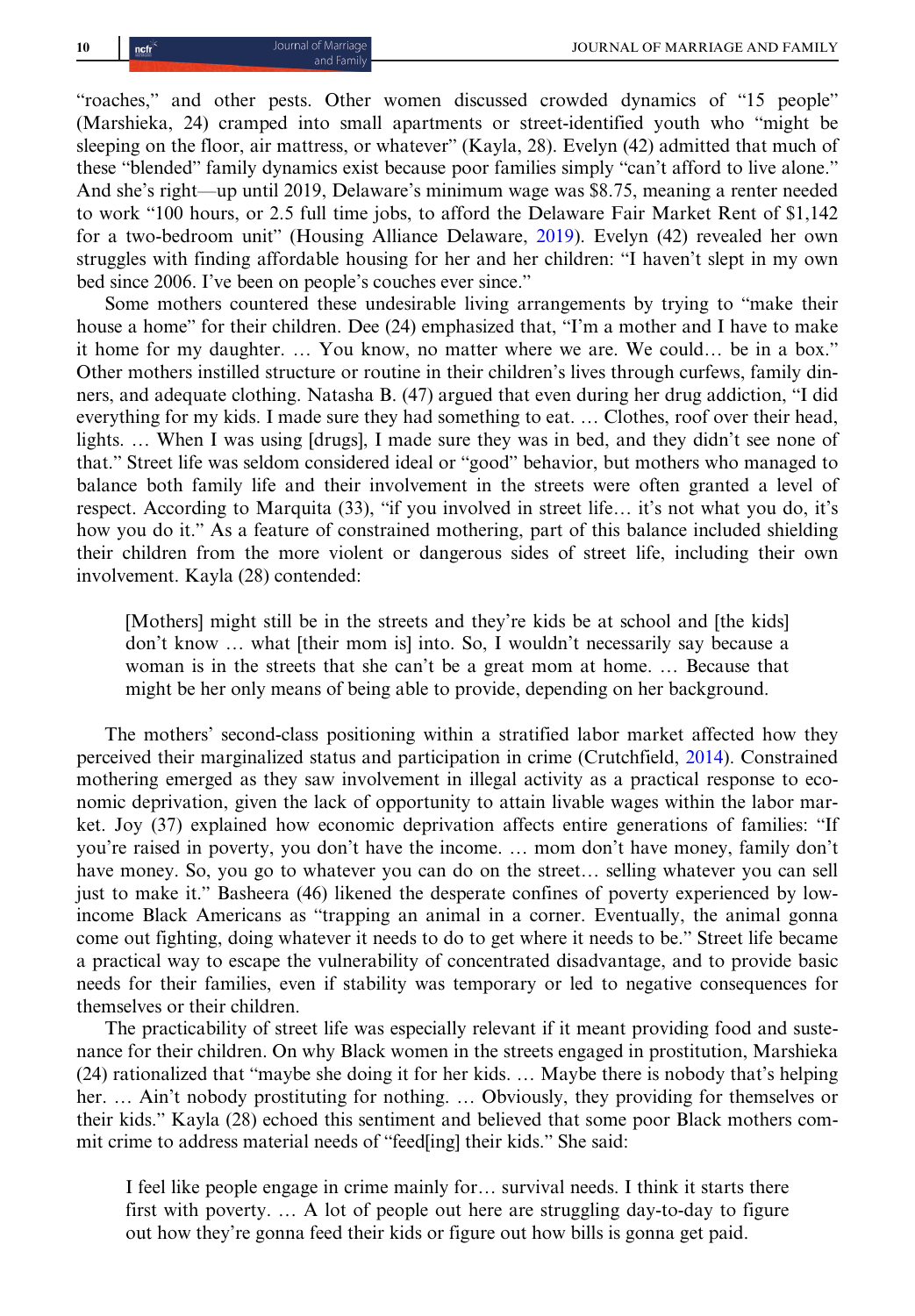"roaches," and other pests. Other women discussed crowded dynamics of "15 people" (Marshieka, 24) cramped into small apartments or street-identified youth who "might be sleeping on the floor, air mattress, or whatever" (Kayla, 28). Evelyn (42) admitted that much of these "blended" family dynamics exist because poor families simply "can't afford to live alone." And she's right—up until 2019, Delaware's minimum wage was $8.75, meaning a renter needed to work "100 hours, or 2.5 full time jobs, to afford the Delaware Fair Market Rent of $1,142 for a two-bedroom unit" (Housing Alliance Delaware, 2019). Evelyn (42) revealed her own struggles with finding affordable housing for her and her children: "I haven't slept in my own bed since 2006. I've been on people's couches ever since."

Some mothers countered these undesirable living arrangements by trying to "make their house a home" for their children. Dee (24) emphasized that, "I'm a mother and I have to make it home for my daughter. … You know, no matter where we are. We could… be in a box." Other mothers instilled structure or routine in their children's lives through curfews, family dinners, and adequate clothing. Natasha B. (47) argued that even during her drug addiction, "I did everything for my kids. I made sure they had something to eat. … Clothes, roof over their head, lights. … When I was using [drugs], I made sure they was in bed, and they didn't see none of that." Street life was seldom considered ideal or "good" behavior, but mothers who managed to balance both family life and their involvement in the streets were often granted a level of respect. According to Marquita (33), "if you involved in street life… it's not what you do, it's how you do it." As a feature of constrained mothering, part of this balance included shielding their children from the more violent or dangerous sides of street life, including their own involvement. Kayla (28) contended:

> [Mothers] might still be in the streets and they're kids be at school and [the kids] don't know … what [their mom is] into. So, I wouldn't necessarily say because a woman is in the streets that she can't be a great mom at home. … Because that might be her only means of being able to provide, depending on her background.

The mothers' second-class positioning within a stratified labor market affected how they perceived their marginalized status and participation in crime (Crutchfield, 2014). Constrained mothering emerged as they saw involvement in illegal activity as a practical response to economic deprivation, given the lack of opportunity to attain livable wages within the labor market. Joy (37) explained how economic deprivation affects entire generations of families: "If you're raised in poverty, you don't have the income. … mom don't have money, family don't have money. So, you go to whatever you can do on the street… selling whatever you can sell just to make it." Basheera (46) likened the desperate confines of poverty experienced by low-income Black Americans as "trapping an animal in a corner. Eventually, the animal gonna come out fighting, doing whatever it needs to do to get where it needs to be." Street life became a practical way to escape the vulnerability of concentrated disadvantage, and to provide basic needs for their families, even if stability was temporary or led to negative consequences for themselves or their children.

The practicability of street life was especially relevant if it meant providing food and sustenance for their children. On why Black women in the streets engaged in prostitution, Marshieka (24) rationalized that "maybe she doing it for her kids. … Maybe there is nobody that's helping her. … Ain't nobody prostituting for nothing. … Obviously, they providing for themselves or their kids." Kayla (28) echoed this sentiment and believed that some poor Black mothers commit crime to address material needs of "feed[ing] their kids." She said:

> I feel like people engage in crime mainly for… survival needs. I think it starts there first with poverty. … A lot of people out here are struggling day-to-day to figure out how they're gonna feed their kids or figure out how bills is gonna get paid.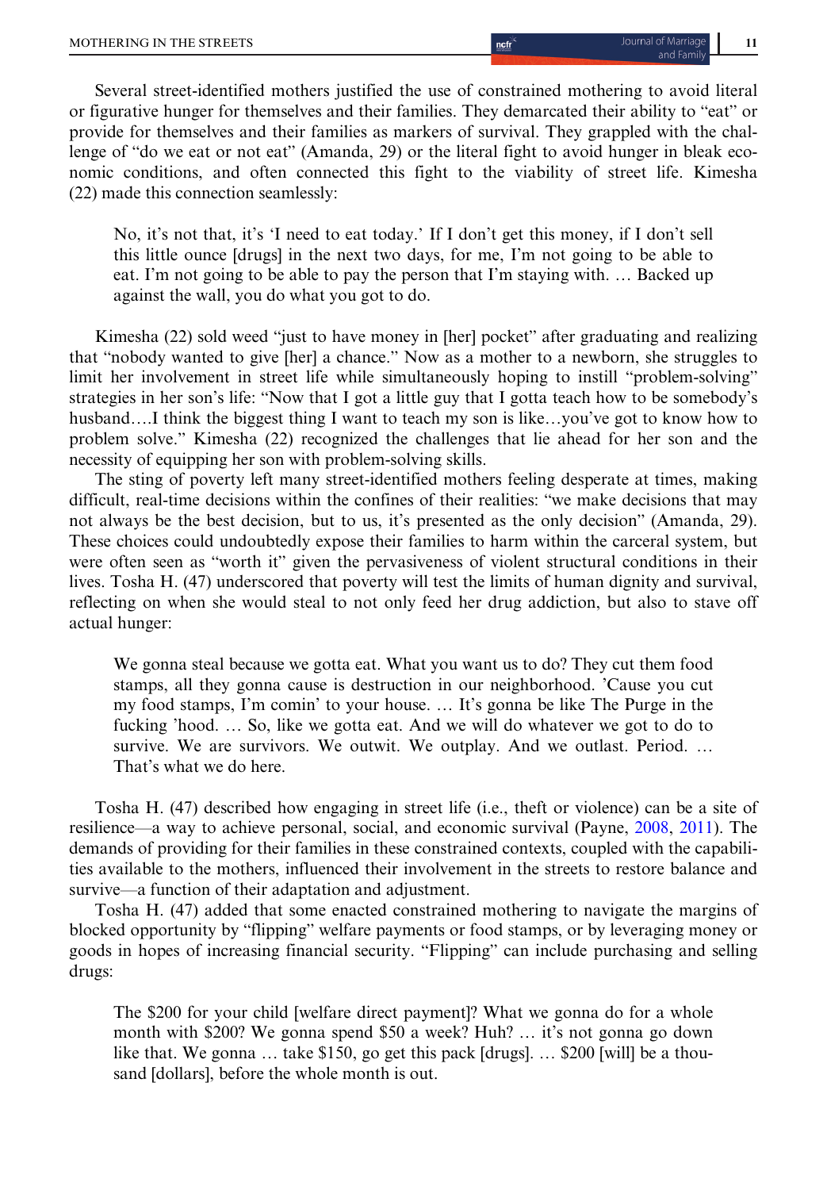Several street-identified mothers justified the use of constrained mothering to avoid literal or figurative hunger for themselves and their families. They demarcated their ability to "eat" or provide for themselves and their families as markers of survival. They grappled with the challenge of "do we eat or not eat" (Amanda, 29) or the literal fight to avoid hunger in bleak economic conditions, and often connected this fight to the viability of street life. Kimesha (22) made this connection seamlessly:

> No, it's not that, it's 'I need to eat today.' If I don't get this money, if I don't sell this little ounce [drugs] in the next two days, for me, I'm not going to be able to eat. I'm not going to be able to pay the person that I'm staying with. … Backed up against the wall, you do what you got to do.

Kimesha (22) sold weed "just to have money in [her] pocket" after graduating and realizing that "nobody wanted to give [her] a chance." Now as a mother to a newborn, she struggles to limit her involvement in street life while simultaneously hoping to instill "problem-solving" strategies in her son's life: "Now that I got a little guy that I gotta teach how to be somebody's husband….I think the biggest thing I want to teach my son is like…you've got to know how to problem solve." Kimesha (22) recognized the challenges that lie ahead for her son and the necessity of equipping her son with problem-solving skills.

The sting of poverty left many street-identified mothers feeling desperate at times, making difficult, real-time decisions within the confines of their realities: "we make decisions that may not always be the best decision, but to us, it's presented as the only decision" (Amanda, 29). These choices could undoubtedly expose their families to harm within the carceral system, but were often seen as "worth it" given the pervasiveness of violent structural conditions in their lives. Tosha H. (47) underscored that poverty will test the limits of human dignity and survival, reflecting on when she would steal to not only feed her drug addiction, but also to stave off actual hunger:

> We gonna steal because we gotta eat. What you want us to do? They cut them food stamps, all they gonna cause is destruction in our neighborhood. 'Cause you cut my food stamps, I'm comin' to your house. … It's gonna be like The Purge in the fucking 'hood. … So, like we gotta eat. And we will do whatever we got to do to survive. We are survivors. We outwit. We outplay. And we outlast. Period. … That's what we do here.

Tosha H. (47) described how engaging in street life (i.e., theft or violence) can be a site of resilience—a way to achieve personal, social, and economic survival (Payne, 2008, 2011). The demands of providing for their families in these constrained contexts, coupled with the capabilities available to the mothers, influenced their involvement in the streets to restore balance and survive—a function of their adaptation and adjustment.

Tosha H. (47) added that some enacted constrained mothering to navigate the margins of blocked opportunity by "flipping" welfare payments or food stamps, or by leveraging money or goods in hopes of increasing financial security. "Flipping" can include purchasing and selling drugs:

> The $200 for your child [welfare direct payment]? What we gonna do for a whole month with $200? We gonna spend $50 a week? Huh? … it's not gonna go down like that. We gonna … take $150, go get this pack [drugs]. … $200 [will] be a thousand [dollars], before the whole month is out.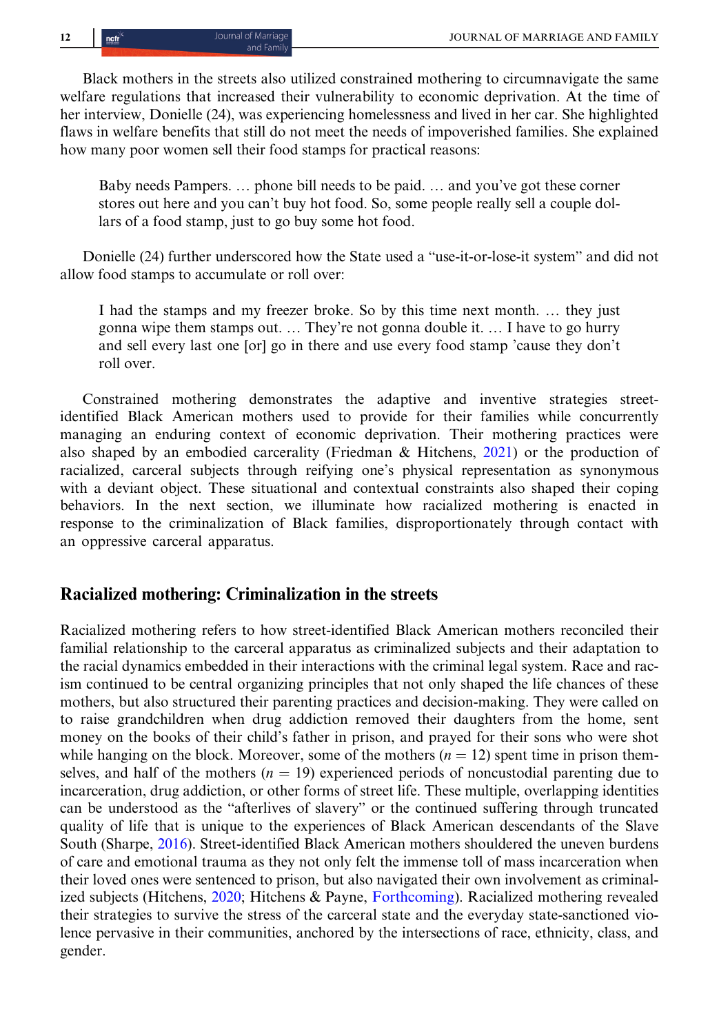Black mothers in the streets also utilized constrained mothering to circumnavigate the same welfare regulations that increased their vulnerability to economic deprivation. At the time of her interview, Donielle (24), was experiencing homelessness and lived in her car. She highlighted flaws in welfare benefits that still do not meet the needs of impoverished families. She explained how many poor women sell their food stamps for practical reasons:

> Baby needs Pampers. … phone bill needs to be paid. … and you've got these corner stores out here and you can't buy hot food. So, some people really sell a couple dollars of a food stamp, just to go buy some hot food.

Donielle (24) further underscored how the State used a "use-it-or-lose-it system" and did not allow food stamps to accumulate or roll over:

> I had the stamps and my freezer broke. So by this time next month. … they just gonna wipe them stamps out. … They're not gonna double it. … I have to go hurry and sell every last one [or] go in there and use every food stamp 'cause they don't roll over.

Constrained mothering demonstrates the adaptive and inventive strategies street-identified Black American mothers used to provide for their families while concurrently managing an enduring context of economic deprivation. Their mothering practices were also shaped by an embodied carcerality (Friedman & Hitchens, 2021) or the production of racialized, carceral subjects through reifying one's physical representation as synonymous with a deviant object. These situational and contextual constraints also shaped their coping behaviors. In the next section, we illuminate how racialized mothering is enacted in response to the criminalization of Black families, disproportionately through contact with an oppressive carceral apparatus.

## Racialized mothering: Criminalization in the streets

Racialized mothering refers to how street-identified Black American mothers reconciled their familial relationship to the carceral apparatus as criminalized subjects and their adaptation to the racial dynamics embedded in their interactions with the criminal legal system. Race and racism continued to be central organizing principles that not only shaped the life chances of these mothers, but also structured their parenting practices and decision-making. They were called on to raise grandchildren when drug addiction removed their daughters from the home, sent money on the books of their child's father in prison, and prayed for their sons who were shot while hanging on the block. Moreover, some of the mothers ($n = 12$) spent time in prison themselves, and half of the mothers ($n = 19$) experienced periods of noncustodial parenting due to incarceration, drug addiction, or other forms of street life. These multiple, overlapping identities can be understood as the "afterlives of slavery" or the continued suffering through truncated quality of life that is unique to the experiences of Black American descendants of the Slave South (Sharpe, 2016). Street-identified Black American mothers shouldered the uneven burdens of care and emotional trauma as they not only felt the immense toll of mass incarceration when their loved ones were sentenced to prison, but also navigated their own involvement as criminalized subjects (Hitchens, 2020; Hitchens & Payne, Forthcoming). Racialized mothering revealed their strategies to survive the stress of the carceral state and the everyday state-sanctioned violence pervasive in their communities, anchored by the intersections of race, ethnicity, class, and gender.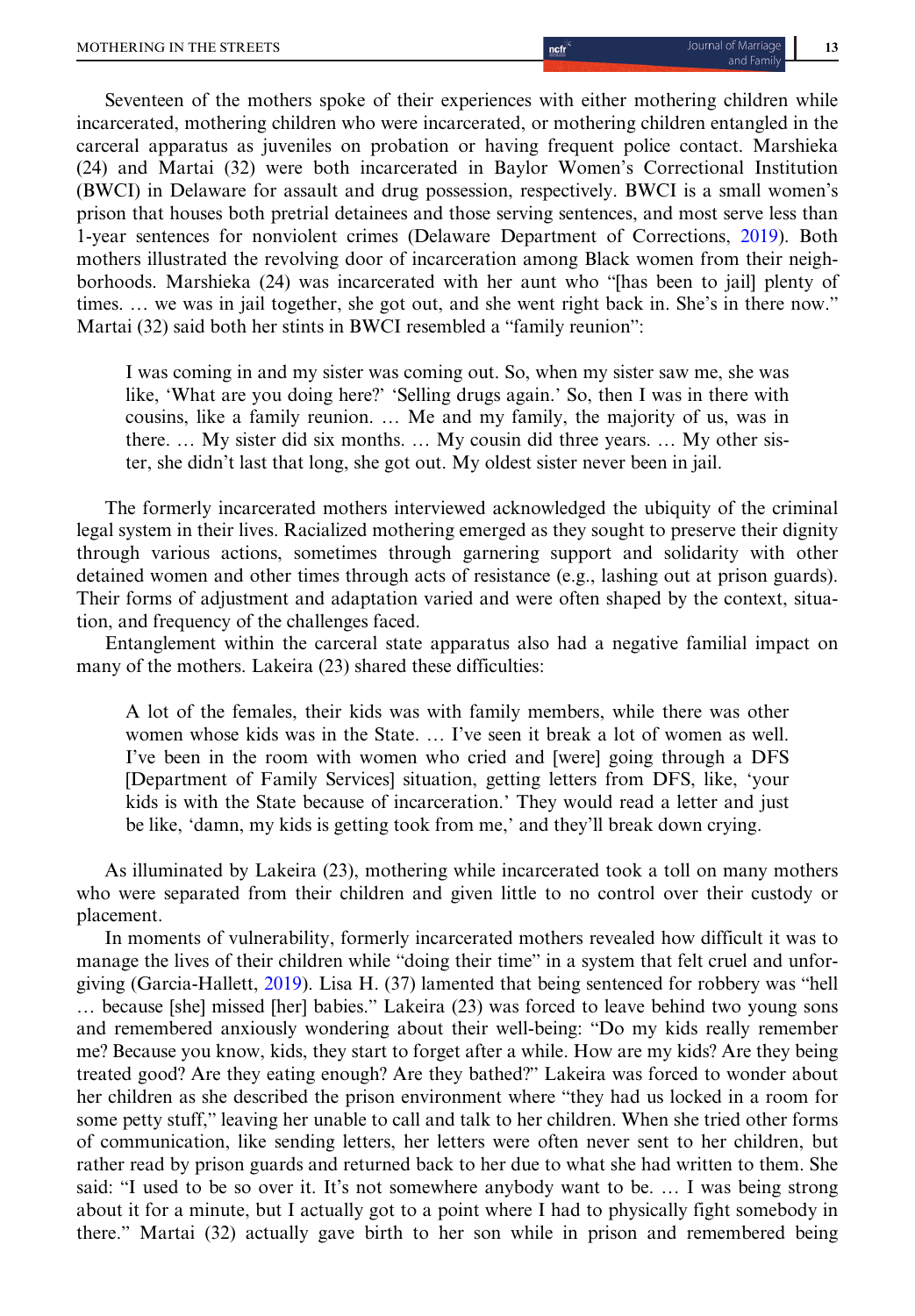Seventeen of the mothers spoke of their experiences with either mothering children while incarcerated, mothering children who were incarcerated, or mothering children entangled in the carceral apparatus as juveniles on probation or having frequent police contact. Marshieka (24) and Martai (32) were both incarcerated in Baylor Women's Correctional Institution (BWCI) in Delaware for assault and drug possession, respectively. BWCI is a small women's prison that houses both pretrial detainees and those serving sentences, and most serve less than 1-year sentences for nonviolent crimes (Delaware Department of Corrections, 2019). Both mothers illustrated the revolving door of incarceration among Black women from their neighborhoods. Marshieka (24) was incarcerated with her aunt who "[has been to jail] plenty of times. … we was in jail together, she got out, and she went right back in. She's in there now." Martai (32) said both her stints in BWCI resembled a "family reunion":

> I was coming in and my sister was coming out. So, when my sister saw me, she was like, 'What are you doing here?' 'Selling drugs again.' So, then I was in there with cousins, like a family reunion. … Me and my family, the majority of us, was in there. … My sister did six months. … My cousin did three years. … My other sister, she didn't last that long, she got out. My oldest sister never been in jail.

The formerly incarcerated mothers interviewed acknowledged the ubiquity of the criminal legal system in their lives. Racialized mothering emerged as they sought to preserve their dignity through various actions, sometimes through garnering support and solidarity with other detained women and other times through acts of resistance (e.g., lashing out at prison guards). Their forms of adjustment and adaptation varied and were often shaped by the context, situation, and frequency of the challenges faced.

Entanglement within the carceral state apparatus also had a negative familial impact on many of the mothers. Lakeira (23) shared these difficulties:

> A lot of the females, their kids was with family members, while there was other women whose kids was in the State. … I've seen it break a lot of women as well. I've been in the room with women who cried and [were] going through a DFS [Department of Family Services] situation, getting letters from DFS, like, 'your kids is with the State because of incarceration.' They would read a letter and just be like, 'damn, my kids is getting took from me,' and they'll break down crying.

As illuminated by Lakeira (23), mothering while incarcerated took a toll on many mothers who were separated from their children and given little to no control over their custody or placement.

In moments of vulnerability, formerly incarcerated mothers revealed how difficult it was to manage the lives of their children while "doing their time" in a system that felt cruel and unforgiving (Garcia-Hallett, 2019). Lisa H. (37) lamented that being sentenced for robbery was "hell … because [she] missed [her] babies." Lakeira (23) was forced to leave behind two young sons and remembered anxiously wondering about their well-being: "Do my kids really remember me? Because you know, kids, they start to forget after a while. How are my kids? Are they being treated good? Are they eating enough? Are they bathed?" Lakeira was forced to wonder about her children as she described the prison environment where "they had us locked in a room for some petty stuff," leaving her unable to call and talk to her children. When she tried other forms of communication, like sending letters, her letters were often never sent to her children, but rather read by prison guards and returned back to her due to what she had written to them. She said: "I used to be so over it. It's not somewhere anybody want to be. … I was being strong about it for a minute, but I actually got to a point where I had to physically fight somebody in there." Martai (32) actually gave birth to her son while in prison and remembered being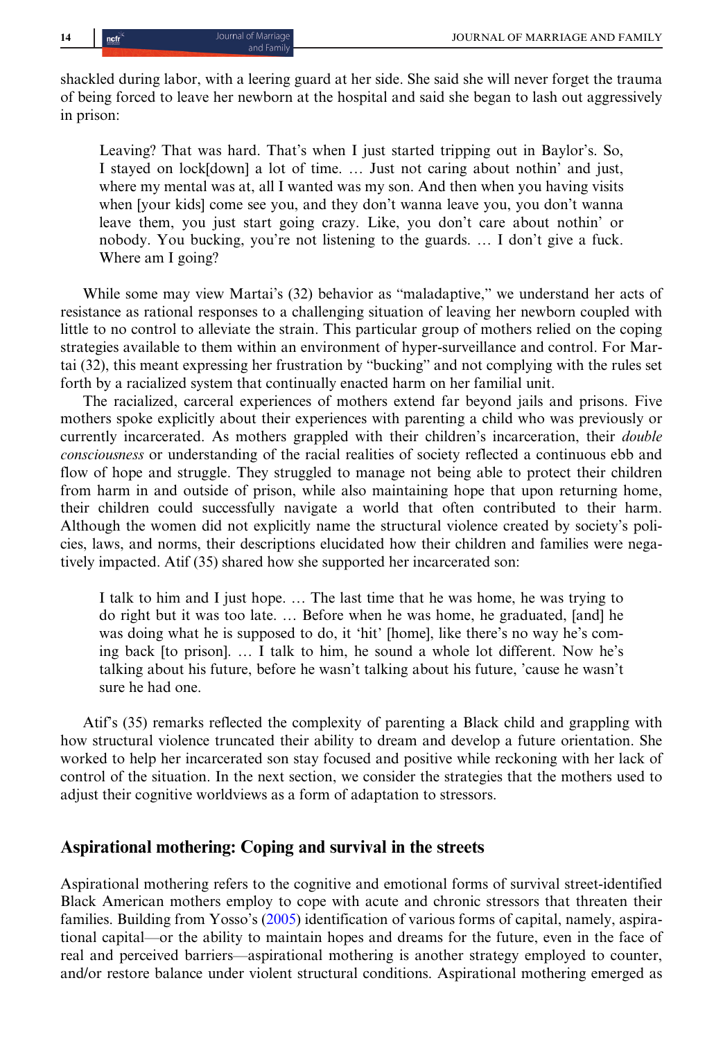shackled during labor, with a leering guard at her side. She said she will never forget the trauma of being forced to leave her newborn at the hospital and said she began to lash out aggressively in prison:

> Leaving? That was hard. That's when I just started tripping out in Baylor's. So, I stayed on lock[down] a lot of time. … Just not caring about nothin' and just, where my mental was at, all I wanted was my son. And then when you having visits when [your kids] come see you, and they don't wanna leave you, you don't wanna leave them, you just start going crazy. Like, you don't care about nothin' or nobody. You bucking, you're not listening to the guards. … I don't give a fuck. Where am I going?

While some may view Martai's (32) behavior as "maladaptive," we understand her acts of resistance as rational responses to a challenging situation of leaving her newborn coupled with little to no control to alleviate the strain. This particular group of mothers relied on the coping strategies available to them within an environment of hyper-surveillance and control. For Martai (32), this meant expressing her frustration by "bucking" and not complying with the rules set forth by a racialized system that continually enacted harm on her familial unit.

The racialized, carceral experiences of mothers extend far beyond jails and prisons. Five mothers spoke explicitly about their experiences with parenting a child who was previously or currently incarcerated. As mothers grappled with their children's incarceration, their *double consciousness* or understanding of the racial realities of society reflected a continuous ebb and flow of hope and struggle. They struggled to manage not being able to protect their children from harm in and outside of prison, while also maintaining hope that upon returning home, their children could successfully navigate a world that often contributed to their harm. Although the women did not explicitly name the structural violence created by society's policies, laws, and norms, their descriptions elucidated how their children and families were negatively impacted. Atif (35) shared how she supported her incarcerated son:

> I talk to him and I just hope. … The last time that he was home, he was trying to do right but it was too late. … Before when he was home, he graduated, [and] he was doing what he is supposed to do, it 'hit' [home], like there's no way he's coming back [to prison]. … I talk to him, he sound a whole lot different. Now he's talking about his future, before he wasn't talking about his future, 'cause he wasn't sure he had one.

Atif's (35) remarks reflected the complexity of parenting a Black child and grappling with how structural violence truncated their ability to dream and develop a future orientation. She worked to help her incarcerated son stay focused and positive while reckoning with her lack of control of the situation. In the next section, we consider the strategies that the mothers used to adjust their cognitive worldviews as a form of adaptation to stressors.

## Aspirational mothering: Coping and survival in the streets

Aspirational mothering refers to the cognitive and emotional forms of survival street-identified Black American mothers employ to cope with acute and chronic stressors that threaten their families. Building from Yosso's (2005) identification of various forms of capital, namely, aspirational capital—or the ability to maintain hopes and dreams for the future, even in the face of real and perceived barriers—aspirational mothering is another strategy employed to counter, and/or restore balance under violent structural conditions. Aspirational mothering emerged as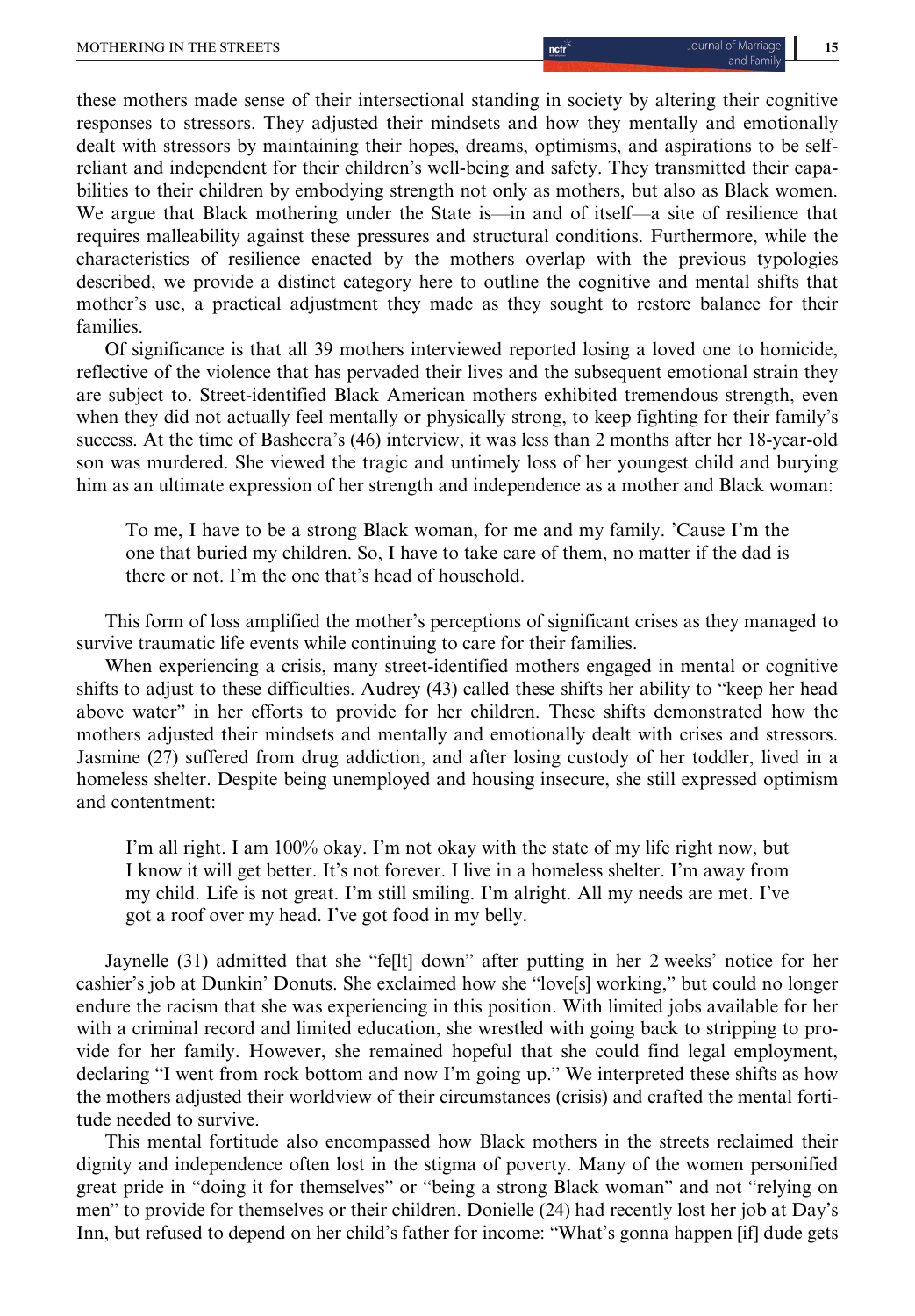these mothers made sense of their intersectional standing in society by altering their cognitive responses to stressors. They adjusted their mindsets and how they mentally and emotionally dealt with stressors by maintaining their hopes, dreams, optimisms, and aspirations to be self-reliant and independent for their children's well-being and safety. They transmitted their capabilities to their children by embodying strength not only as mothers, but also as Black women. We argue that Black mothering under the State is—in and of itself—a site of resilience that requires malleability against these pressures and structural conditions. Furthermore, while the characteristics of resilience enacted by the mothers overlap with the previous typologies described, we provide a distinct category here to outline the cognitive and mental shifts that mother's use, a practical adjustment they made as they sought to restore balance for their families.

Of significance is that all 39 mothers interviewed reported losing a loved one to homicide, reflective of the violence that has pervaded their lives and the subsequent emotional strain they are subject to. Street-identified Black American mothers exhibited tremendous strength, even when they did not actually feel mentally or physically strong, to keep fighting for their family's success. At the time of Basheera's (46) interview, it was less than 2 months after her 18-year-old son was murdered. She viewed the tragic and untimely loss of her youngest child and burying him as an ultimate expression of her strength and independence as a mother and Black woman:

> To me, I have to be a strong Black woman, for me and my family. 'Cause I'm the one that buried my children. So, I have to take care of them, no matter if the dad is there or not. I'm the one that's head of household.

This form of loss amplified the mother's perceptions of significant crises as they managed to survive traumatic life events while continuing to care for their families.

When experiencing a crisis, many street-identified mothers engaged in mental or cognitive shifts to adjust to these difficulties. Audrey (43) called these shifts her ability to "keep her head above water" in her efforts to provide for her children. These shifts demonstrated how the mothers adjusted their mindsets and mentally and emotionally dealt with crises and stressors. Jasmine (27) suffered from drug addiction, and after losing custody of her toddler, lived in a homeless shelter. Despite being unemployed and housing insecure, she still expressed optimism and contentment:

> I'm all right. I am 100% okay. I'm not okay with the state of my life right now, but I know it will get better. It's not forever. I live in a homeless shelter. I'm away from my child. Life is not great. I'm still smiling. I'm alright. All my needs are met. I've got a roof over my head. I've got food in my belly.

Jaynelle (31) admitted that she "fe[lt] down" after putting in her 2 weeks' notice for her cashier's job at Dunkin' Donuts. She exclaimed how she "love[s] working," but could no longer endure the racism that she was experiencing in this position. With limited jobs available for her with a criminal record and limited education, she wrestled with going back to stripping to provide for her family. However, she remained hopeful that she could find legal employment, declaring "I went from rock bottom and now I'm going up." We interpreted these shifts as how the mothers adjusted their worldview of their circumstances (crisis) and crafted the mental fortitude needed to survive.

This mental fortitude also encompassed how Black mothers in the streets reclaimed their dignity and independence often lost in the stigma of poverty. Many of the women personified great pride in "doing it for themselves" or "being a strong Black woman" and not "relying on men" to provide for themselves or their children. Donielle (24) had recently lost her job at Day's Inn, but refused to depend on her child's father for income: "What's gonna happen [if] dude gets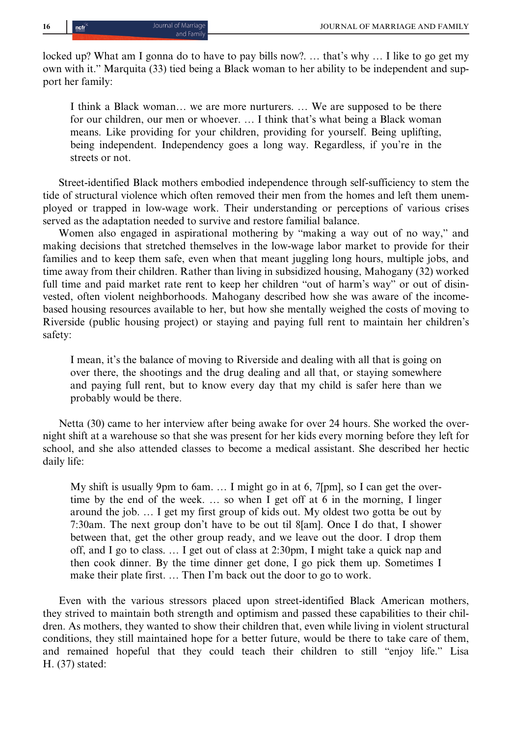locked up? What am I gonna do to have to pay bills now?. … that's why … I like to go get my own with it." Marquita (33) tied being a Black woman to her ability to be independent and support her family:

> I think a Black woman… we are more nurturers. … We are supposed to be there for our children, our men or whoever. … I think that's what being a Black woman means. Like providing for your children, providing for yourself. Being uplifting, being independent. Independency goes a long way. Regardless, if you're in the streets or not.

Street-identified Black mothers embodied independence through self-sufficiency to stem the tide of structural violence which often removed their men from the homes and left them unemployed or trapped in low-wage work. Their understanding or perceptions of various crises served as the adaptation needed to survive and restore familial balance.

Women also engaged in aspirational mothering by "making a way out of no way," and making decisions that stretched themselves in the low-wage labor market to provide for their families and to keep them safe, even when that meant juggling long hours, multiple jobs, and time away from their children. Rather than living in subsidized housing, Mahogany (32) worked full time and paid market rate rent to keep her children "out of harm's way" or out of disinvested, often violent neighborhoods. Mahogany described how she was aware of the income-based housing resources available to her, but how she mentally weighed the costs of moving to Riverside (public housing project) or staying and paying full rent to maintain her children's safety:

> I mean, it's the balance of moving to Riverside and dealing with all that is going on over there, the shootings and the drug dealing and all that, or staying somewhere and paying full rent, but to know every day that my child is safer here than we probably would be there.

Netta (30) came to her interview after being awake for over 24 hours. She worked the overnight shift at a warehouse so that she was present for her kids every morning before they left for school, and she also attended classes to become a medical assistant. She described her hectic daily life:

> My shift is usually 9pm to 6am. … I might go in at 6, 7[pm], so I can get the overtime by the end of the week. … so when I get off at 6 in the morning, I linger around the job. … I get my first group of kids out. My oldest two gotta be out by 7:30am. The next group don't have to be out til 8[am]. Once I do that, I shower between that, get the other group ready, and we leave out the door. I drop them off, and I go to class. … I get out of class at 2:30pm, I might take a quick nap and then cook dinner. By the time dinner get done, I go pick them up. Sometimes I make their plate first. … Then I'm back out the door to go to work.

Even with the various stressors placed upon street-identified Black American mothers, they strived to maintain both strength and optimism and passed these capabilities to their children. As mothers, they wanted to show their children that, even while living in violent structural conditions, they still maintained hope for a better future, would be there to take care of them, and remained hopeful that they could teach their children to still "enjoy life." Lisa H. (37) stated: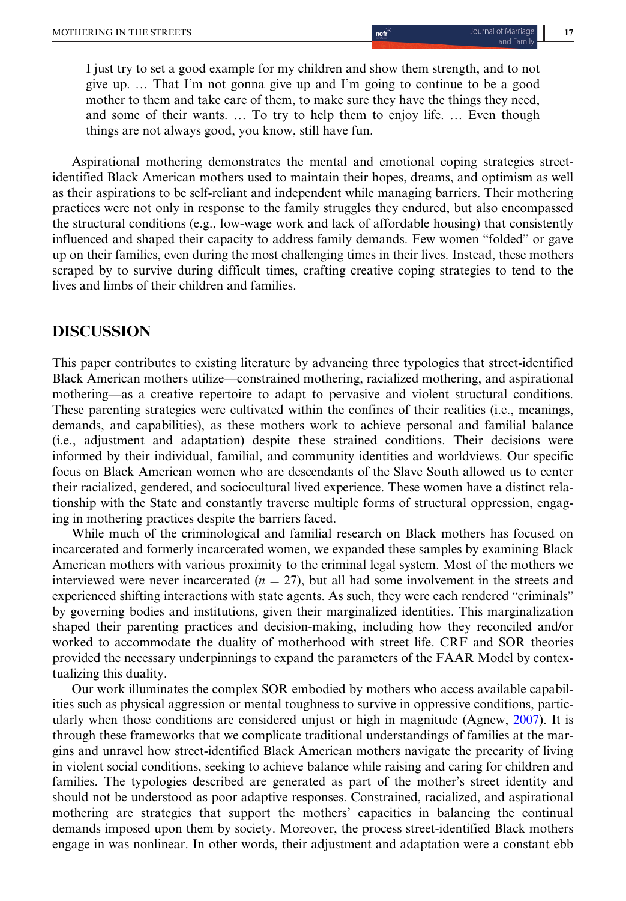> I just try to set a good example for my children and show them strength, and to not give up. … That I'm not gonna give up and I'm going to continue to be a good mother to them and take care of them, to make sure they have the things they need, and some of their wants. … To try to help them to enjoy life. … Even though things are not always good, you know, still have fun.

Aspirational mothering demonstrates the mental and emotional coping strategies street-identified Black American mothers used to maintain their hopes, dreams, and optimism as well as their aspirations to be self-reliant and independent while managing barriers. Their mothering practices were not only in response to the family struggles they endured, but also encompassed the structural conditions (e.g., low-wage work and lack of affordable housing) that consistently influenced and shaped their capacity to address family demands. Few women "folded" or gave up on their families, even during the most challenging times in their lives. Instead, these mothers scraped by to survive during difficult times, crafting creative coping strategies to tend to the lives and limbs of their children and families.

## DISCUSSION

This paper contributes to existing literature by advancing three typologies that street-identified Black American mothers utilize—constrained mothering, racialized mothering, and aspirational mothering—as a creative repertoire to adapt to pervasive and violent structural conditions. These parenting strategies were cultivated within the confines of their realities (i.e., meanings, demands, and capabilities), as these mothers work to achieve personal and familial balance (i.e., adjustment and adaptation) despite these strained conditions. Their decisions were informed by their individual, familial, and community identities and worldviews. Our specific focus on Black American women who are descendants of the Slave South allowed us to center their racialized, gendered, and sociocultural lived experience. These women have a distinct relationship with the State and constantly traverse multiple forms of structural oppression, engaging in mothering practices despite the barriers faced.

While much of the criminological and familial research on Black mothers has focused on incarcerated and formerly incarcerated women, we expanded these samples by examining Black American mothers with various proximity to the criminal legal system. Most of the mothers we interviewed were never incarcerated ($n = 27$), but all had some involvement in the streets and experienced shifting interactions with state agents. As such, they were each rendered "criminals" by governing bodies and institutions, given their marginalized identities. This marginalization shaped their parenting practices and decision-making, including how they reconciled and/or worked to accommodate the duality of motherhood with street life. CRF and SOR theories provided the necessary underpinnings to expand the parameters of the FAAR Model by contextualizing this duality.

Our work illuminates the complex SOR embodied by mothers who access available capabilities such as physical aggression or mental toughness to survive in oppressive conditions, particularly when those conditions are considered unjust or high in magnitude (Agnew, 2007). It is through these frameworks that we complicate traditional understandings of families at the margins and unravel how street-identified Black American mothers navigate the precarity of living in violent social conditions, seeking to achieve balance while raising and caring for children and families. The typologies described are generated as part of the mother's street identity and should not be understood as poor adaptive responses. Constrained, racialized, and aspirational mothering are strategies that support the mothers' capacities in balancing the continual demands imposed upon them by society. Moreover, the process street-identified Black mothers engage in was nonlinear. In other words, their adjustment and adaptation were a constant ebb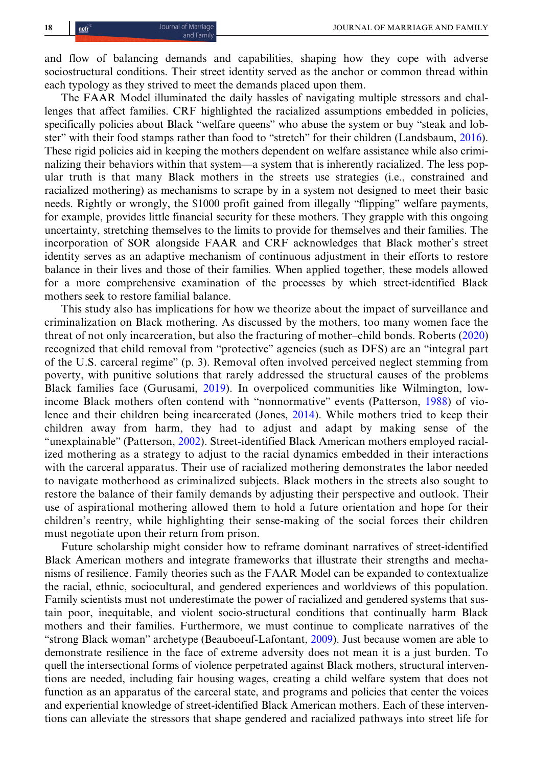and flow of balancing demands and capabilities, shaping how they cope with adverse sociostructural conditions. Their street identity served as the anchor or common thread within each typology as they strived to meet the demands placed upon them.

The FAAR Model illuminated the daily hassles of navigating multiple stressors and challenges that affect families. CRF highlighted the racialized assumptions embedded in policies, specifically policies about Black "welfare queens" who abuse the system or buy "steak and lobster" with their food stamps rather than food to "stretch" for their children (Landsbaum, 2016). These rigid policies aid in keeping the mothers dependent on welfare assistance while also criminalizing their behaviors within that system—a system that is inherently racialized. The less popular truth is that many Black mothers in the streets use strategies (i.e., constrained and racialized mothering) as mechanisms to scrape by in a system not designed to meet their basic needs. Rightly or wrongly, the $1000 profit gained from illegally "flipping" welfare payments, for example, provides little financial security for these mothers. They grapple with this ongoing uncertainty, stretching themselves to the limits to provide for themselves and their families. The incorporation of SOR alongside FAAR and CRF acknowledges that Black mother's street identity serves as an adaptive mechanism of continuous adjustment in their efforts to restore balance in their lives and those of their families. When applied together, these models allowed for a more comprehensive examination of the processes by which street-identified Black mothers seek to restore familial balance.

This study also has implications for how we theorize about the impact of surveillance and criminalization on Black mothering. As discussed by the mothers, too many women face the threat of not only incarceration, but also the fracturing of mother–child bonds. Roberts (2020) recognized that child removal from "protective" agencies (such as DFS) are an "integral part of the U.S. carceral regime" (p. 3). Removal often involved perceived neglect stemming from poverty, with punitive solutions that rarely addressed the structural causes of the problems Black families face (Gurusami, 2019). In overpoliced communities like Wilmington, low-income Black mothers often contend with "nonnormative" events (Patterson, 1988) of violence and their children being incarcerated (Jones, 2014). While mothers tried to keep their children away from harm, they had to adjust and adapt by making sense of the "unexplainable" (Patterson, 2002). Street-identified Black American mothers employed racialized mothering as a strategy to adjust to the racial dynamics embedded in their interactions with the carceral apparatus. Their use of racialized mothering demonstrates the labor needed to navigate motherhood as criminalized subjects. Black mothers in the streets also sought to restore the balance of their family demands by adjusting their perspective and outlook. Their use of aspirational mothering allowed them to hold a future orientation and hope for their children's reentry, while highlighting their sense-making of the social forces their children must negotiate upon their return from prison.

Future scholarship might consider how to reframe dominant narratives of street-identified Black American mothers and integrate frameworks that illustrate their strengths and mechanisms of resilience. Family theories such as the FAAR Model can be expanded to contextualize the racial, ethnic, sociocultural, and gendered experiences and worldviews of this population. Family scientists must not underestimate the power of racialized and gendered systems that sustain poor, inequitable, and violent socio-structural conditions that continually harm Black mothers and their families. Furthermore, we must continue to complicate narratives of the "strong Black woman" archetype (Beauboeuf-Lafontant, 2009). Just because women are able to demonstrate resilience in the face of extreme adversity does not mean it is a just burden. To quell the intersectional forms of violence perpetrated against Black mothers, structural interventions are needed, including fair housing wages, creating a child welfare system that does not function as an apparatus of the carceral state, and programs and policies that center the voices and experiential knowledge of street-identified Black American mothers. Each of these interventions can alleviate the stressors that shape gendered and racialized pathways into street life for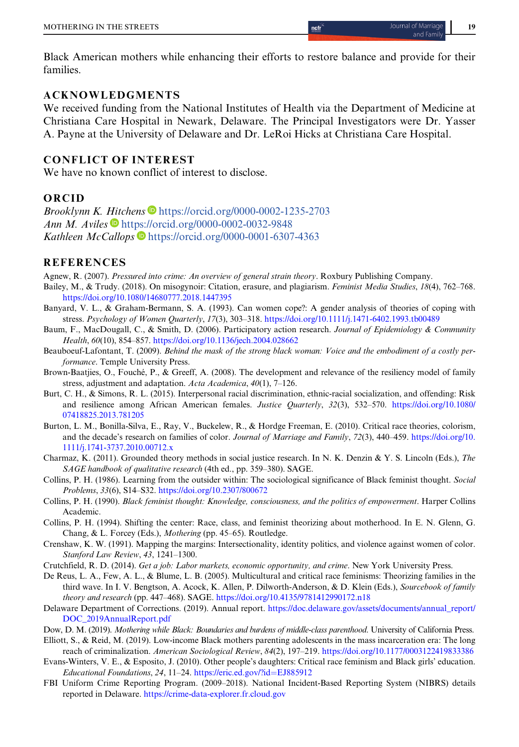Black American mothers while enhancing their efforts to restore balance and provide for their families.

## ACKNOWLEDGMENTS

We received funding from the National Institutes of Health via the Department of Medicine at Christiana Care Hospital in Newark, Delaware. The Principal Investigators were Dr. Yasser A. Payne at the University of Delaware and Dr. LeRoi Hicks at Christiana Care Hospital.

## CONFLICT OF INTEREST

We have no known conflict of interest to disclose.

## ORCID

*Brooklynn K. Hitchens* https://orcid.org/0000-0002-1235-2703
*Ann M. Aviles* https://orcid.org/0000-0002-0032-9848
*Kathleen McCallops* https://orcid.org/0000-0001-6307-4363

## REFERENCES

Agnew, R. (2007). *Pressured into crime: An overview of general strain theory*. Roxbury Publishing Company.

Bailey, M., & Trudy. (2018). On misogynoir: Citation, erasure, and plagiarism. *Feminist Media Studies*, *18*(4), 762–768. https://doi.org/10.1080/14680777.2018.1447395

Banyard, V. L., & Graham-Bermann, S. A. (1993). Can women cope?: A gender analysis of theories of coping with stress. *Psychology of Women Quarterly*, *17*(3), 303–318. https://doi.org/10.1111/j.1471-6402.1993.tb00489

Baum, F., MacDougall, C., & Smith, D. (2006). Participatory action research. *Journal of Epidemiology & Community Health*, *60*(10), 854–857. https://doi.org/10.1136/jech.2004.028662

Beauboeuf-Lafontant, T. (2009). *Behind the mask of the strong black woman: Voice and the embodiment of a costly performance*. Temple University Press.

Brown-Baatjies, O., Fouché, P., & Greeff, A. (2008). The development and relevance of the resiliency model of family stress, adjustment and adaptation. *Acta Academica*, *40*(1), 7–126.

Burt, C. H., & Simons, R. L. (2015). Interpersonal racial discrimination, ethnic-racial socialization, and offending: Risk and resilience among African American females. *Justice Quarterly*, *32*(3), 532–570. https://doi.org/10.1080/07418825.2013.781205

Burton, L. M., Bonilla-Silva, E., Ray, V., Buckelew, R., & Hordge Freeman, E. (2010). Critical race theories, colorism, and the decade's research on families of color. *Journal of Marriage and Family*, *72*(3), 440–459. https://doi.org/10.1111/j.1741-3737.2010.00712.x

Charmaz, K. (2011). Grounded theory methods in social justice research. In N. K. Denzin & Y. S. Lincoln (Eds.), *The SAGE handbook of qualitative research* (4th ed., pp. 359–380). SAGE.

Collins, P. H. (1986). Learning from the outsider within: The sociological significance of Black feminist thought. *Social Problems*, *33*(6), S14–S32. https://doi.org/10.2307/800672

Collins, P. H. (1990). *Black feminist thought: Knowledge, consciousness, and the politics of empowerment*. Harper Collins Academic.

Collins, P. H. (1994). Shifting the center: Race, class, and feminist theorizing about motherhood. In E. N. Glenn, G. Chang, & L. Forcey (Eds.), *Mothering* (pp. 45–65). Routledge.

Crenshaw, K. W. (1991). Mapping the margins: Intersectionality, identity politics, and violence against women of color. *Stanford Law Review*, *43*, 1241–1300.

Crutchfield, R. D. (2014). *Get a job: Labor markets, economic opportunity, and crime*. New York University Press.

De Reus, L. A., Few, A. L., & Blume, L. B. (2005). Multicultural and critical race feminisms: Theorizing families in the third wave. In I. V. Bengtson, A. Acock, K. Allen, P. Dilworth-Anderson, & D. Klein (Eds.), *Sourcebook of family theory and research* (pp. 447–468). SAGE. https://doi.org/10.4135/9781412990172.n18

Delaware Department of Corrections. (2019). Annual report. https://doc.delaware.gov/assets/documents/annual_report/DOC_2019AnnualReport.pdf

Dow, D. M. (2019). *Mothering while Black: Boundaries and burdens of middle-class parenthood*. University of California Press.

Elliott, S., & Reid, M. (2019). Low-income Black mothers parenting adolescents in the mass incarceration era: The long reach of criminalization. *American Sociological Review*, *84*(2), 197–219. https://doi.org/10.1177/0003122419833386

Evans-Winters, V. E., & Esposito, J. (2010). Other people's daughters: Critical race feminism and Black girls' education. *Educational Foundations*, *24*, 11–24. https://eric.ed.gov/?id=EJ885912

FBI Uniform Crime Reporting Program. (2009–2018). National Incident-Based Reporting System (NIBRS) details reported in Delaware. https://crime-data-explorer.fr.cloud.gov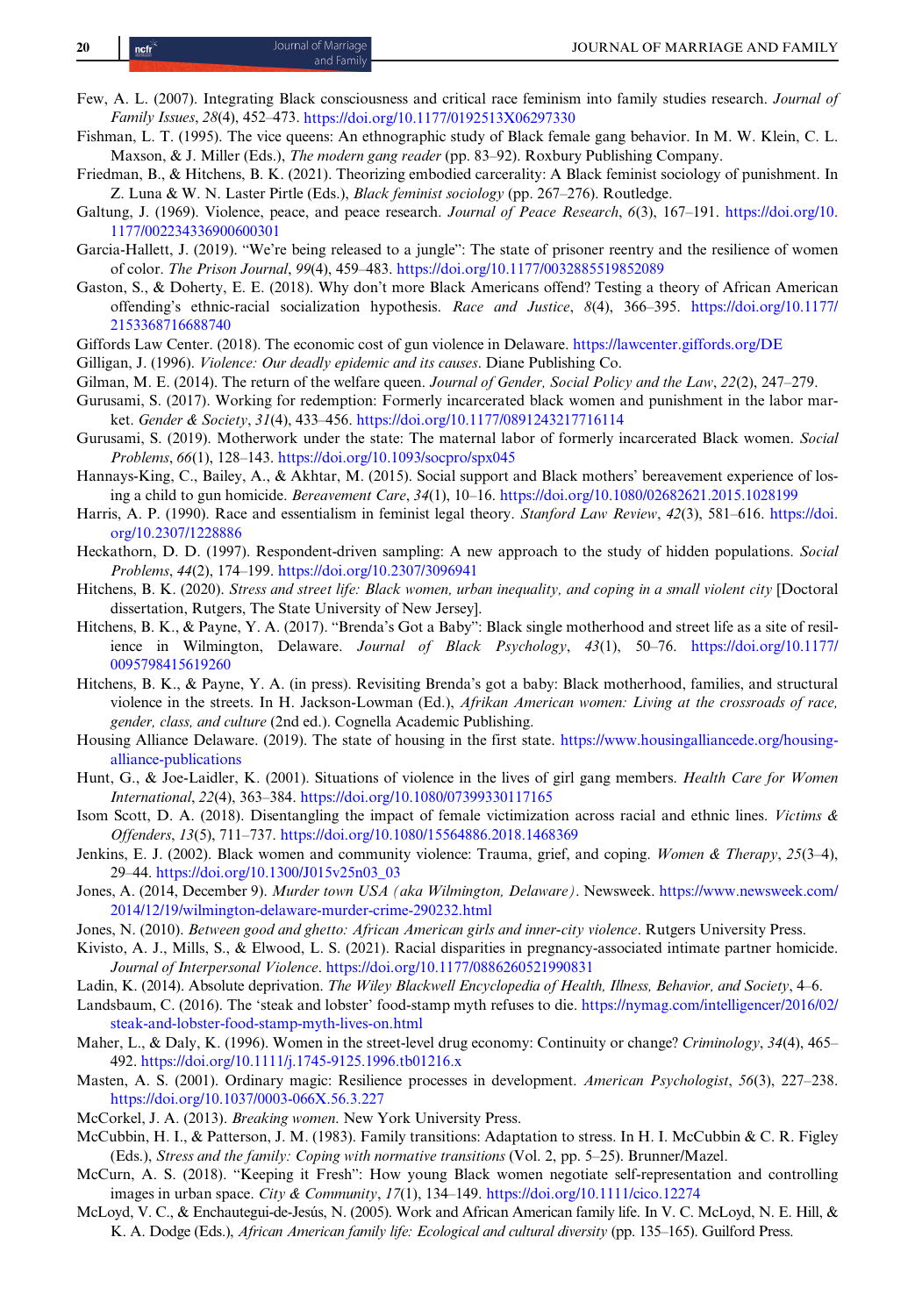Few, A. L. (2007). Integrating Black consciousness and critical race feminism into family studies research. *Journal of Family Issues*, *28*(4), 452–473. https://doi.org/10.1177/0192513X06297330

Fishman, L. T. (1995). The vice queens: An ethnographic study of Black female gang behavior. In M. W. Klein, C. L. Maxson, & J. Miller (Eds.), *The modern gang reader* (pp. 83–92). Roxbury Publishing Company.

Friedman, B., & Hitchens, B. K. (2021). Theorizing embodied carcerality: A Black feminist sociology of punishment. In Z. Luna & W. N. Laster Pirtle (Eds.), *Black feminist sociology* (pp. 267–276). Routledge.

Galtung, J. (1969). Violence, peace, and peace research. *Journal of Peace Research*, *6*(3), 167–191. https://doi.org/10.1177/002234336900600301

Garcia-Hallett, J. (2019). "We're being released to a jungle": The state of prisoner reentry and the resilience of women of color. *The Prison Journal*, *99*(4), 459–483. https://doi.org/10.1177/0032885519852089

Gaston, S., & Doherty, E. E. (2018). Why don't more Black Americans offend? Testing a theory of African American offending's ethnic-racial socialization hypothesis. *Race and Justice*, *8*(4), 366–395. https://doi.org/10.1177/2153368716688740

Giffords Law Center. (2018). The economic cost of gun violence in Delaware. https://lawcenter.giffords.org/DE

Gilligan, J. (1996). *Violence: Our deadly epidemic and its causes*. Diane Publishing Co.

Gilman, M. E. (2014). The return of the welfare queen. *Journal of Gender, Social Policy and the Law*, *22*(2), 247–279.

Gurusami, S. (2017). Working for redemption: Formerly incarcerated black women and punishment in the labor market. *Gender & Society*, *31*(4), 433–456. https://doi.org/10.1177/0891243217716114

Gurusami, S. (2019). Motherwork under the state: The maternal labor of formerly incarcerated Black women. *Social Problems*, *66*(1), 128–143. https://doi.org/10.1093/socpro/spx045

Hannays-King, C., Bailey, A., & Akhtar, M. (2015). Social support and Black mothers' bereavement experience of losing a child to gun homicide. *Bereavement Care*, *34*(1), 10–16. https://doi.org/10.1080/02682621.2015.1028199

Harris, A. P. (1990). Race and essentialism in feminist legal theory. *Stanford Law Review*, *42*(3), 581–616. https://doi.org/10.2307/1228886

Heckathorn, D. D. (1997). Respondent-driven sampling: A new approach to the study of hidden populations. *Social Problems*, *44*(2), 174–199. https://doi.org/10.2307/3096941

Hitchens, B. K. (2020). *Stress and street life: Black women, urban inequality, and coping in a small violent city* [Doctoral dissertation, Rutgers, The State University of New Jersey].

Hitchens, B. K., & Payne, Y. A. (2017). "Brenda's Got a Baby": Black single motherhood and street life as a site of resilience in Wilmington, Delaware. *Journal of Black Psychology*, *43*(1), 50–76. https://doi.org/10.1177/0095798415619260

Hitchens, B. K., & Payne, Y. A. (in press). Revisiting Brenda's got a baby: Black motherhood, families, and structural violence in the streets. In H. Jackson-Lowman (Ed.), *Afrikan American women: Living at the crossroads of race, gender, class, and culture* (2nd ed.). Cognella Academic Publishing.

Housing Alliance Delaware. (2019). The state of housing in the first state. https://www.housingalliancede.org/housing-alliance-publications

Hunt, G., & Joe-Laidler, K. (2001). Situations of violence in the lives of girl gang members. *Health Care for Women International*, *22*(4), 363–384. https://doi.org/10.1080/07399330117165

Isom Scott, D. A. (2018). Disentangling the impact of female victimization across racial and ethnic lines. *Victims & Offenders*, *13*(5), 711–737. https://doi.org/10.1080/15564886.2018.1468369

Jenkins, E. J. (2002). Black women and community violence: Trauma, grief, and coping. *Women & Therapy*, *25*(3–4), 29–44. https://doi.org/10.1300/J015v25n03_03

Jones, A. (2014, December 9). *Murder town USA (aka Wilmington, Delaware)*. Newsweek. https://www.newsweek.com/2014/12/19/wilmington-delaware-murder-crime-290232.html

Jones, N. (2010). *Between good and ghetto: African American girls and inner-city violence*. Rutgers University Press.

Kivisto, A. J., Mills, S., & Elwood, L. S. (2021). Racial disparities in pregnancy-associated intimate partner homicide. *Journal of Interpersonal Violence*. https://doi.org/10.1177/0886260521990831

Ladin, K. (2014). Absolute deprivation. *The Wiley Blackwell Encyclopedia of Health, Illness, Behavior, and Society*, 4–6.

Landsbaum, C. (2016). The 'steak and lobster' food-stamp myth refuses to die. https://nymag.com/intelligencer/2016/02/steak-and-lobster-food-stamp-myth-lives-on.html

Maher, L., & Daly, K. (1996). Women in the street-level drug economy: Continuity or change? *Criminology*, *34*(4), 465–492. https://doi.org/10.1111/j.1745-9125.1996.tb01216.x

Masten, A. S. (2001). Ordinary magic: Resilience processes in development. *American Psychologist*, *56*(3), 227–238. https://doi.org/10.1037/0003-066X.56.3.227

McCorkel, J. A. (2013). *Breaking women*. New York University Press.

McCubbin, H. I., & Patterson, J. M. (1983). Family transitions: Adaptation to stress. In H. I. McCubbin & C. R. Figley (Eds.), *Stress and the family: Coping with normative transitions* (Vol. 2, pp. 5–25). Brunner/Mazel.

McCurn, A. S. (2018). "Keeping it Fresh": How young Black women negotiate self-representation and controlling images in urban space. *City & Community*, *17*(1), 134–149. https://doi.org/10.1111/cico.12274

McLoyd, V. C., & Enchautegui-de-Jesús, N. (2005). Work and African American family life. In V. C. McLoyd, N. E. Hill, & K. A. Dodge (Eds.), *African American family life: Ecological and cultural diversity* (pp. 135–165). Guilford Press.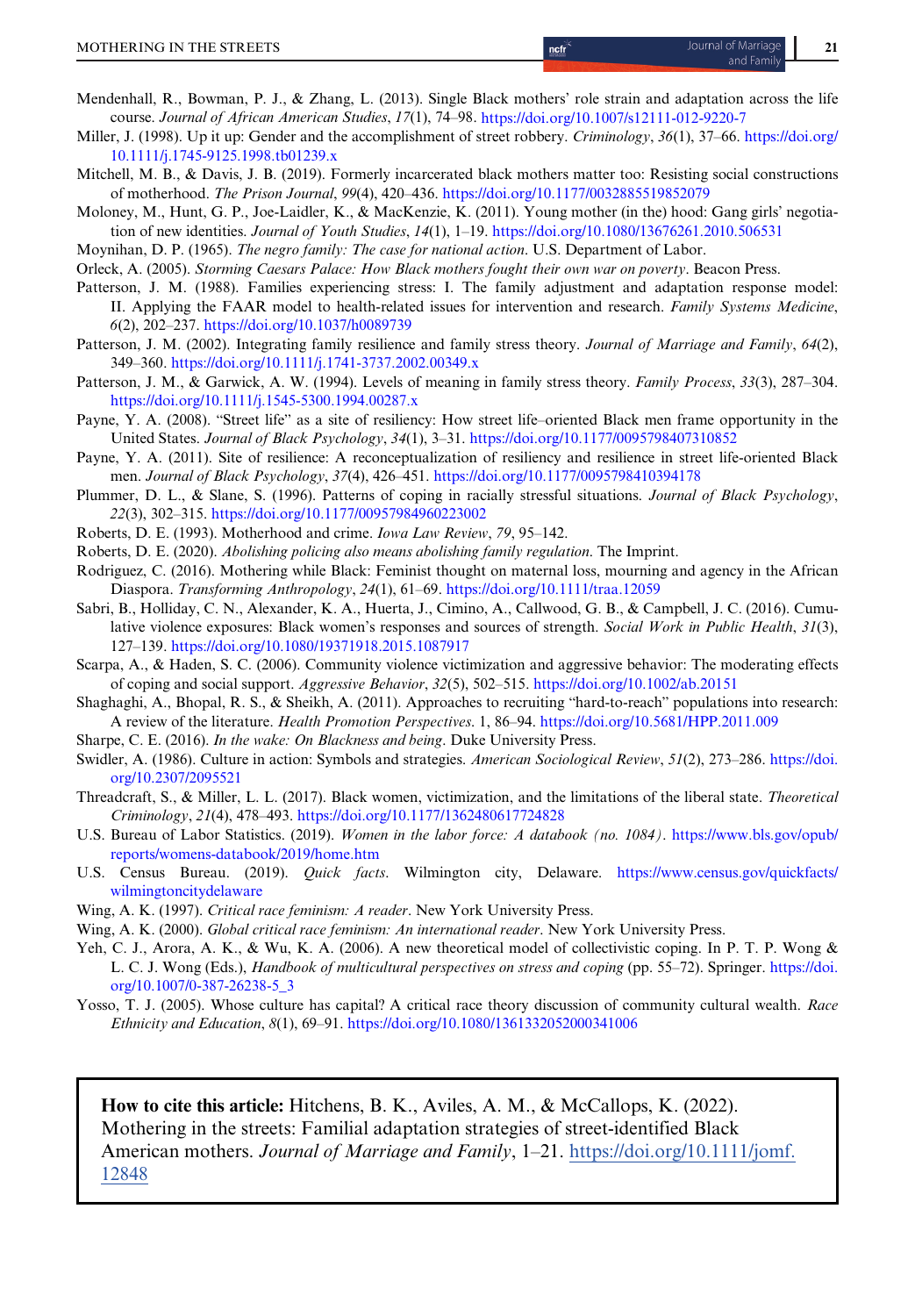Mendenhall, R., Bowman, P. J., & Zhang, L. (2013). Single Black mothers' role strain and adaptation across the life course. *Journal of African American Studies*, *17*(1), 74–98. https://doi.org/10.1007/s12111-012-9220-7

Miller, J. (1998). Up it up: Gender and the accomplishment of street robbery. *Criminology*, *36*(1), 37–66. https://doi.org/10.1111/j.1745-9125.1998.tb01239.x

Mitchell, M. B., & Davis, J. B. (2019). Formerly incarcerated black mothers matter too: Resisting social constructions of motherhood. *The Prison Journal*, *99*(4), 420–436. https://doi.org/10.1177/0032885519852079

Moloney, M., Hunt, G. P., Joe-Laidler, K., & MacKenzie, K. (2011). Young mother (in the) hood: Gang girls' negotiation of new identities. *Journal of Youth Studies*, *14*(1), 1–19. https://doi.org/10.1080/13676261.2010.506531

Moynihan, D. P. (1965). *The negro family: The case for national action*. U.S. Department of Labor.

Orleck, A. (2005). *Storming Caesars Palace: How Black mothers fought their own war on poverty*. Beacon Press.

Patterson, J. M. (1988). Families experiencing stress: I. The family adjustment and adaptation response model: II. Applying the FAAR model to health-related issues for intervention and research. *Family Systems Medicine*, *6*(2), 202–237. https://doi.org/10.1037/h0089739

Patterson, J. M. (2002). Integrating family resilience and family stress theory. *Journal of Marriage and Family*, *64*(2), 349–360. https://doi.org/10.1111/j.1741-3737.2002.00349.x

Patterson, J. M., & Garwick, A. W. (1994). Levels of meaning in family stress theory. *Family Process*, *33*(3), 287–304. https://doi.org/10.1111/j.1545-5300.1994.00287.x

Payne, Y. A. (2008). "Street life" as a site of resiliency: How street life–oriented Black men frame opportunity in the United States. *Journal of Black Psychology*, *34*(1), 3–31. https://doi.org/10.1177/0095798407310852

Payne, Y. A. (2011). Site of resilience: A reconceptualization of resiliency and resilience in street life-oriented Black men. *Journal of Black Psychology*, *37*(4), 426–451. https://doi.org/10.1177/0095798410394178

Plummer, D. L., & Slane, S. (1996). Patterns of coping in racially stressful situations. *Journal of Black Psychology*, *22*(3), 302–315. https://doi.org/10.1177/00957984960223002

Roberts, D. E. (1993). Motherhood and crime. *Iowa Law Review*, *79*, 95–142.

Roberts, D. E. (2020). *Abolishing policing also means abolishing family regulation*. The Imprint.

Rodriguez, C. (2016). Mothering while Black: Feminist thought on maternal loss, mourning and agency in the African Diaspora. *Transforming Anthropology*, *24*(1), 61–69. https://doi.org/10.1111/traa.12059

Sabri, B., Holliday, C. N., Alexander, K. A., Huerta, J., Cimino, A., Callwood, G. B., & Campbell, J. C. (2016). Cumulative violence exposures: Black women's responses and sources of strength. *Social Work in Public Health*, *31*(3), 127–139. https://doi.org/10.1080/19371918.2015.1087917

Scarpa, A., & Haden, S. C. (2006). Community violence victimization and aggressive behavior: The moderating effects of coping and social support. *Aggressive Behavior*, *32*(5), 502–515. https://doi.org/10.1002/ab.20151

Shaghaghi, A., Bhopal, R. S., & Sheikh, A. (2011). Approaches to recruiting "hard-to-reach" populations into research: A review of the literature. *Health Promotion Perspectives*. 1, 86–94. https://doi.org/10.5681/HPP.2011.009

Sharpe, C. E. (2016). *In the wake: On Blackness and being*. Duke University Press.

Swidler, A. (1986). Culture in action: Symbols and strategies. *American Sociological Review*, *51*(2), 273–286. https://doi.org/10.2307/2095521

Threadcraft, S., & Miller, L. L. (2017). Black women, victimization, and the limitations of the liberal state. *Theoretical Criminology*, *21*(4), 478–493. https://doi.org/10.1177/1362480617724828

U.S. Bureau of Labor Statistics. (2019). *Women in the labor force: A databook (no. 1084)*. https://www.bls.gov/opub/reports/womens-databook/2019/home.htm

U.S. Census Bureau. (2019). *Quick facts*. Wilmington city, Delaware. https://www.census.gov/quickfacts/wilmingtoncitydelaware

Wing, A. K. (1997). *Critical race feminism: A reader*. New York University Press.

Wing, A. K. (2000). *Global critical race feminism: An international reader*. New York University Press.

Yeh, C. J., Arora, A. K., & Wu, K. A. (2006). A new theoretical model of collectivistic coping. In P. T. P. Wong & L. C. J. Wong (Eds.), *Handbook of multicultural perspectives on stress and coping* (pp. 55–72). Springer. https://doi.org/10.1007/0-387-26238-5_3

Yosso, T. J. (2005). Whose culture has capital? A critical race theory discussion of community cultural wealth. *Race Ethnicity and Education*, *8*(1), 69–91. https://doi.org/10.1080/1361332052000341006

**How to cite this article:** Hitchens, B. K., Aviles, A. M., & McCallops, K. (2022). Mothering in the streets: Familial adaptation strategies of street-identified Black American mothers. *Journal of Marriage and Family*, 1–21. https://doi.org/10.1111/jomf.12848